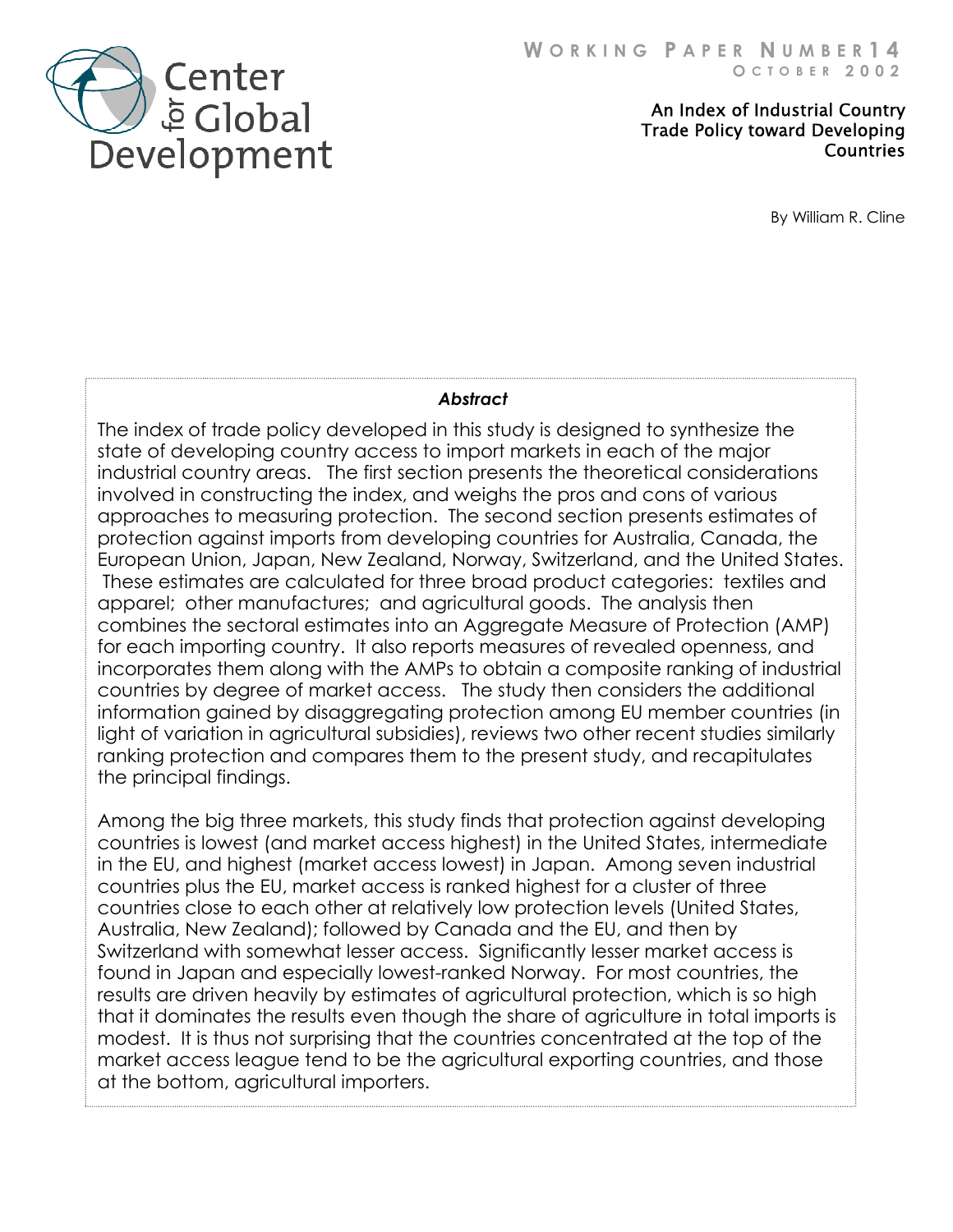Center for Global Development

WORKING PAPER NUMBER 14
OCTOBER 2002

# An Index of Industrial Country Trade Policy toward Developing Countries

By William R. Cline

***Abstract***

The index of trade policy developed in this study is designed to synthesize the state of developing country access to import markets in each of the major industrial country areas. The first section presents the theoretical considerations involved in constructing the index, and weighs the pros and cons of various approaches to measuring protection. The second section presents estimates of protection against imports from developing countries for Australia, Canada, the European Union, Japan, New Zealand, Norway, Switzerland, and the United States. These estimates are calculated for three broad product categories: textiles and apparel; other manufactures; and agricultural goods. The analysis then combines the sectoral estimates into an Aggregate Measure of Protection (AMP) for each importing country. It also reports measures of revealed openness, and incorporates them along with the AMPs to obtain a composite ranking of industrial countries by degree of market access. The study then considers the additional information gained by disaggregating protection among EU member countries (in light of variation in agricultural subsidies), reviews two other recent studies similarly ranking protection and compares them to the present study, and recapitulates the principal findings.

Among the big three markets, this study finds that protection against developing countries is lowest (and market access highest) in the United States, intermediate in the EU, and highest (market access lowest) in Japan. Among seven industrial countries plus the EU, market access is ranked highest for a cluster of three countries close to each other at relatively low protection levels (United States, Australia, New Zealand); followed by Canada and the EU, and then by Switzerland with somewhat lesser access. Significantly lesser market access is found in Japan and especially lowest-ranked Norway. For most countries, the results are driven heavily by estimates of agricultural protection, which is so high that it dominates the results even though the share of agriculture in total imports is modest. It is thus not surprising that the countries concentrated at the top of the market access league tend to be the agricultural exporting countries, and those at the bottom, agricultural importers.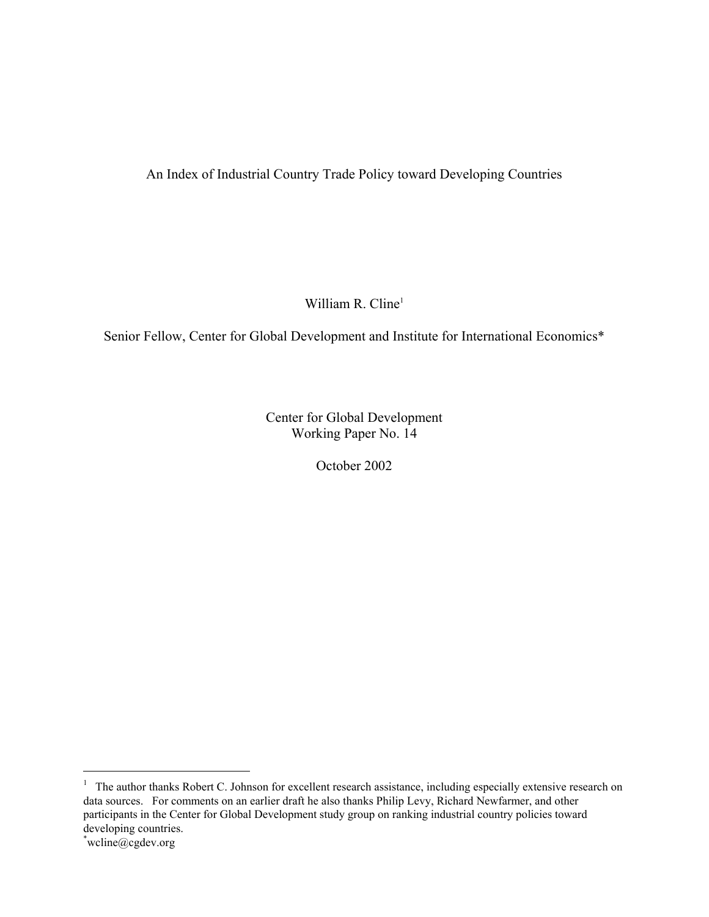# An Index of Industrial Country Trade Policy toward Developing Countries

William R. Cline[1]

Senior Fellow, Center for Global Development and Institute for International Economics*

Center for Global Development
Working Paper No. 14

October 2002

---

[1] The author thanks Robert C. Johnson for excellent research assistance, including especially extensive research on data sources. For comments on an earlier draft he also thanks Philip Levy, Richard Newfarmer, and other participants in the Center for Global Development study group on ranking industrial country policies toward developing countries.

*wcline@cgdev.org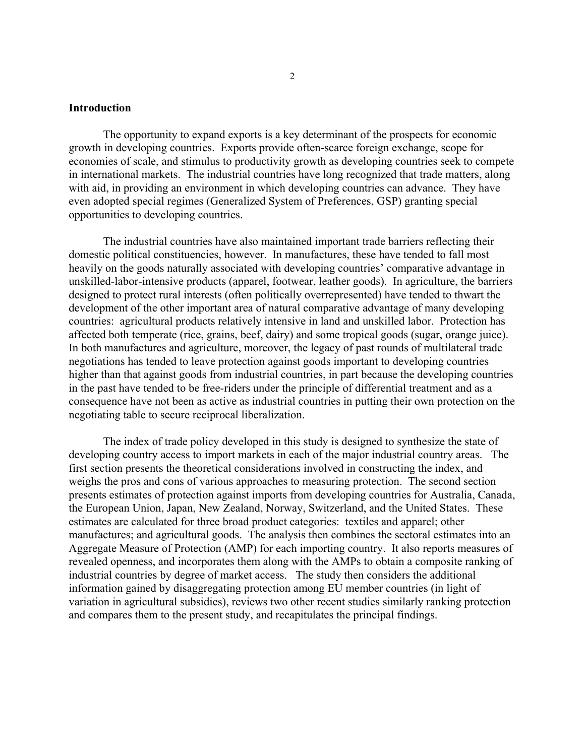## Introduction

The opportunity to expand exports is a key determinant of the prospects for economic growth in developing countries. Exports provide often-scarce foreign exchange, scope for economies of scale, and stimulus to productivity growth as developing countries seek to compete in international markets. The industrial countries have long recognized that trade matters, along with aid, in providing an environment in which developing countries can advance. They have even adopted special regimes (Generalized System of Preferences, GSP) granting special opportunities to developing countries.

The industrial countries have also maintained important trade barriers reflecting their domestic political constituencies, however. In manufactures, these have tended to fall most heavily on the goods naturally associated with developing countries' comparative advantage in unskilled-labor-intensive products (apparel, footwear, leather goods). In agriculture, the barriers designed to protect rural interests (often politically overrepresented) have tended to thwart the development of the other important area of natural comparative advantage of many developing countries: agricultural products relatively intensive in land and unskilled labor. Protection has affected both temperate (rice, grains, beef, dairy) and some tropical goods (sugar, orange juice). In both manufactures and agriculture, moreover, the legacy of past rounds of multilateral trade negotiations has tended to leave protection against goods important to developing countries higher than that against goods from industrial countries, in part because the developing countries in the past have tended to be free-riders under the principle of differential treatment and as a consequence have not been as active as industrial countries in putting their own protection on the negotiating table to secure reciprocal liberalization.

The index of trade policy developed in this study is designed to synthesize the state of developing country access to import markets in each of the major industrial country areas. The first section presents the theoretical considerations involved in constructing the index, and weighs the pros and cons of various approaches to measuring protection. The second section presents estimates of protection against imports from developing countries for Australia, Canada, the European Union, Japan, New Zealand, Norway, Switzerland, and the United States. These estimates are calculated for three broad product categories: textiles and apparel; other manufactures; and agricultural goods. The analysis then combines the sectoral estimates into an Aggregate Measure of Protection (AMP) for each importing country. It also reports measures of revealed openness, and incorporates them along with the AMPs to obtain a composite ranking of industrial countries by degree of market access. The study then considers the additional information gained by disaggregating protection among EU member countries (in light of variation in agricultural subsidies), reviews two other recent studies similarly ranking protection and compares them to the present study, and recapitulates the principal findings.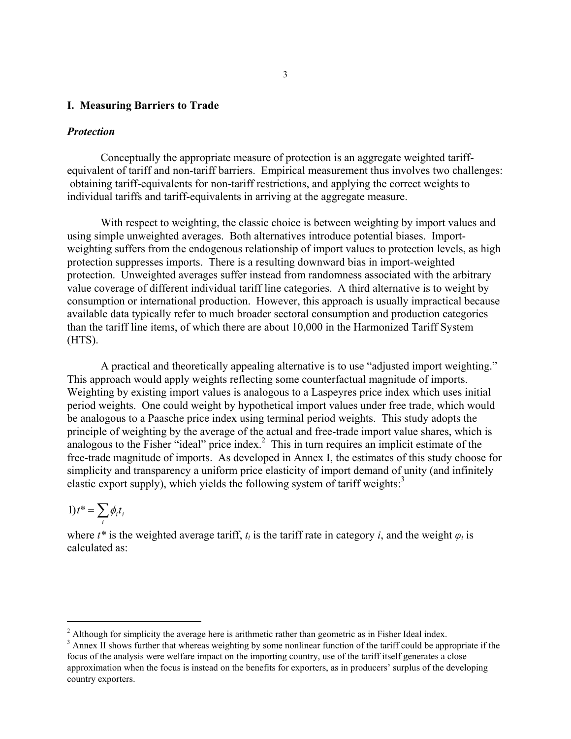## I. Measuring Barriers to Trade

### *Protection*

Conceptually the appropriate measure of protection is an aggregate weighted tariff-equivalent of tariff and non-tariff barriers. Empirical measurement thus involves two challenges: obtaining tariff-equivalents for non-tariff restrictions, and applying the correct weights to individual tariffs and tariff-equivalents in arriving at the aggregate measure.

With respect to weighting, the classic choice is between weighting by import values and using simple unweighted averages. Both alternatives introduce potential biases. Import-weighting suffers from the endogenous relationship of import values to protection levels, as high protection suppresses imports. There is a resulting downward bias in import-weighted protection. Unweighted averages suffer instead from randomness associated with the arbitrary value coverage of different individual tariff line categories. A third alternative is to weight by consumption or international production. However, this approach is usually impractical because available data typically refer to much broader sectoral consumption and production categories than the tariff line items, of which there are about 10,000 in the Harmonized Tariff System (HTS).

A practical and theoretically appealing alternative is to use "adjusted import weighting." This approach would apply weights reflecting some counterfactual magnitude of imports. Weighting by existing import values is analogous to a Laspeyres price index which uses initial period weights. One could weight by hypothetical import values under free trade, which would be analogous to a Paasche price index using terminal period weights. This study adopts the principle of weighting by the average of the actual and free-trade import value shares, which is analogous to the Fisher "ideal" price index.[2] This in turn requires an implicit estimate of the free-trade magnitude of imports. As developed in Annex I, the estimates of this study choose for simplicity and transparency a uniform price elasticity of import demand of unity (and infinitely elastic export supply), which yields the following system of tariff weights:[3]

$$1) \; t^* = \sum_i \phi_i t_i$$

where $t^*$ is the weighted average tariff, $t_i$ is the tariff rate in category $i$, and the weight $\varphi_i$ is calculated as:

---

[2] Although for simplicity the average here is arithmetic rather than geometric as in Fisher Ideal index.

[3] Annex II shows further that whereas weighting by some nonlinear function of the tariff could be appropriate if the focus of the analysis were welfare impact on the importing country, use of the tariff itself generates a close approximation when the focus is instead on the benefits for exporters, as in producers' surplus of the developing country exporters.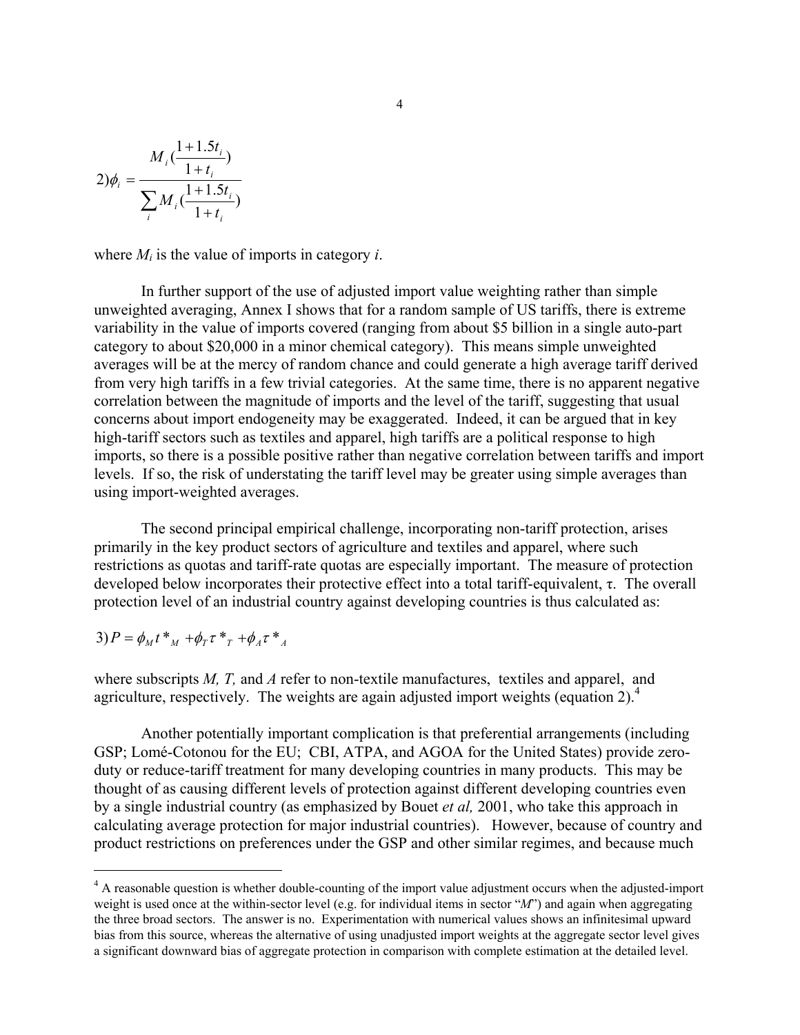$$2)\ \phi_i = \frac{M_i(\frac{1+1.5t_i}{1+t_i})}{\sum_i M_i(\frac{1+1.5t_i}{1+t_i})}$$

where $M_i$ is the value of imports in category $i$.

In further support of the use of adjusted import value weighting rather than simple unweighted averaging, Annex I shows that for a random sample of US tariffs, there is extreme variability in the value of imports covered (ranging from about \$5 billion in a single auto-part category to about \$20,000 in a minor chemical category). This means simple unweighted averages will be at the mercy of random chance and could generate a high average tariff derived from very high tariffs in a few trivial categories. At the same time, there is no apparent negative correlation between the magnitude of imports and the level of the tariff, suggesting that usual concerns about import endogeneity may be exaggerated. Indeed, it can be argued that in key high-tariff sectors such as textiles and apparel, high tariffs are a political response to high imports, so there is a possible positive rather than negative correlation between tariffs and import levels. If so, the risk of understating the tariff level may be greater using simple averages than using import-weighted averages.

The second principal empirical challenge, incorporating non-tariff protection, arises primarily in the key product sectors of agriculture and textiles and apparel, where such restrictions as quotas and tariff-rate quotas are especially important. The measure of protection developed below incorporates their protective effect into a total tariff-equivalent, $\tau$. The overall protection level of an industrial country against developing countries is thus calculated as:

$$3)\ P = \phi_M t^*_M + \phi_T \tau^*_T + \phi_A \tau^*_A$$

where subscripts $M$, $T$, and $A$ refer to non-textile manufactures, textiles and apparel, and agriculture, respectively. The weights are again adjusted import weights (equation 2).[4]

Another potentially important complication is that preferential arrangements (including GSP; Lomé-Cotonou for the EU; CBI, ATPA, and AGOA for the United States) provide zero-duty or reduce-tariff treatment for many developing countries in many products. This may be thought of as causing different levels of protection against different developing countries even by a single industrial country (as emphasized by Bouet *et al,* 2001, who take this approach in calculating average protection for major industrial countries). However, because of country and product restrictions on preferences under the GSP and other similar regimes, and because much

---

[4] A reasonable question is whether double-counting of the import value adjustment occurs when the adjusted-import weight is used once at the within-sector level (e.g. for individual items in sector "$M$") and again when aggregating the three broad sectors. The answer is no. Experimentation with numerical values shows an infinitesimal upward bias from this source, whereas the alternative of using unadjusted import weights at the aggregate sector level gives a significant downward bias of aggregate protection in comparison with complete estimation at the detailed level.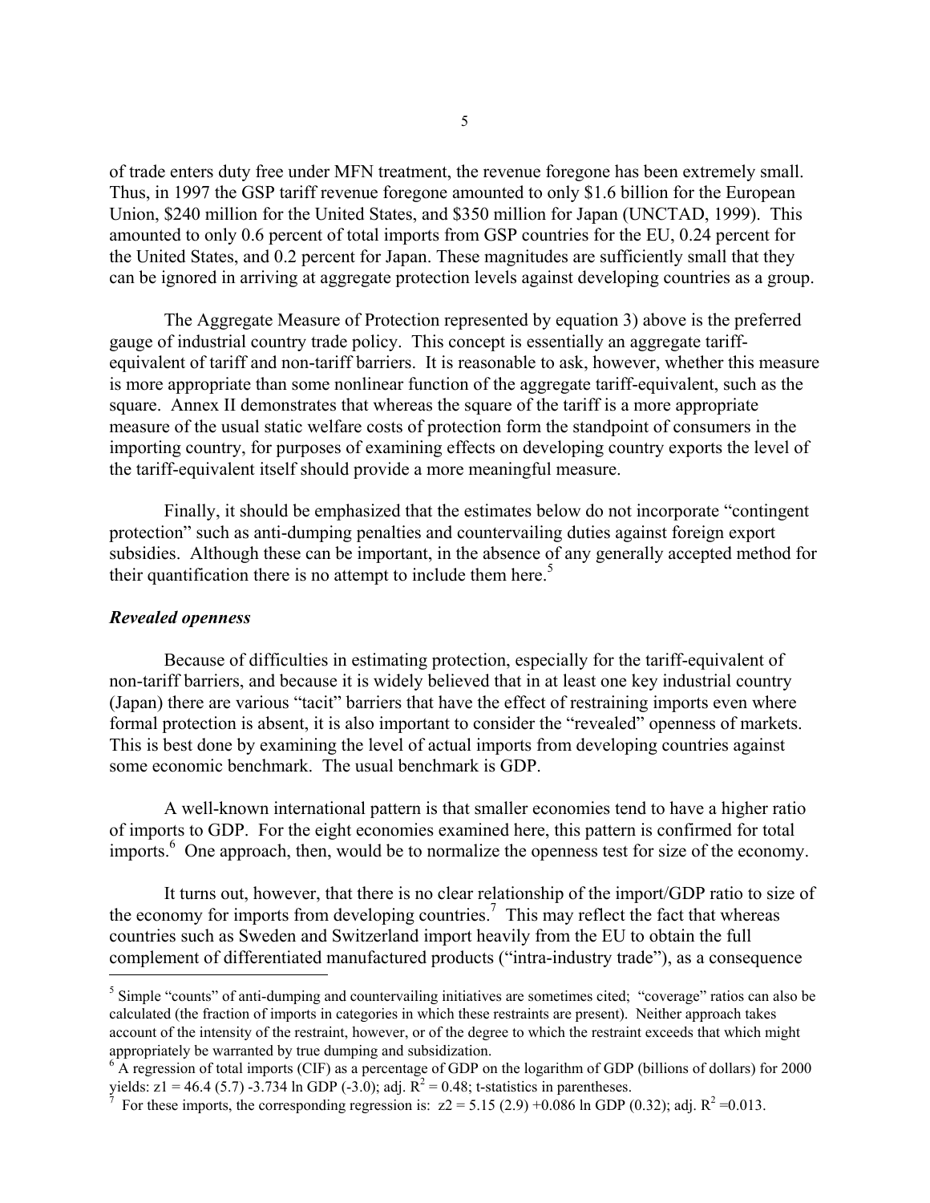of trade enters duty free under MFN treatment, the revenue foregone has been extremely small. Thus, in 1997 the GSP tariff revenue foregone amounted to only $1.6 billion for the European Union, $240 million for the United States, and $350 million for Japan (UNCTAD, 1999). This amounted to only 0.6 percent of total imports from GSP countries for the EU, 0.24 percent for the United States, and 0.2 percent for Japan. These magnitudes are sufficiently small that they can be ignored in arriving at aggregate protection levels against developing countries as a group.

The Aggregate Measure of Protection represented by equation 3) above is the preferred gauge of industrial country trade policy. This concept is essentially an aggregate tariff-equivalent of tariff and non-tariff barriers. It is reasonable to ask, however, whether this measure is more appropriate than some nonlinear function of the aggregate tariff-equivalent, such as the square. Annex II demonstrates that whereas the square of the tariff is a more appropriate measure of the usual static welfare costs of protection form the standpoint of consumers in the importing country, for purposes of examining effects on developing country exports the level of the tariff-equivalent itself should provide a more meaningful measure.

Finally, it should be emphasized that the estimates below do not incorporate "contingent protection" such as anti-dumping penalties and countervailing duties against foreign export subsidies. Although these can be important, in the absence of any generally accepted method for their quantification there is no attempt to include them here.[5]

### *Revealed openness*

Because of difficulties in estimating protection, especially for the tariff-equivalent of non-tariff barriers, and because it is widely believed that in at least one key industrial country (Japan) there are various "tacit" barriers that have the effect of restraining imports even where formal protection is absent, it is also important to consider the "revealed" openness of markets. This is best done by examining the level of actual imports from developing countries against some economic benchmark. The usual benchmark is GDP.

A well-known international pattern is that smaller economies tend to have a higher ratio of imports to GDP. For the eight economies examined here, this pattern is confirmed for total imports.[6] One approach, then, would be to normalize the openness test for size of the economy.

It turns out, however, that there is no clear relationship of the import/GDP ratio to size of the economy for imports from developing countries.[7] This may reflect the fact that whereas countries such as Sweden and Switzerland import heavily from the EU to obtain the full complement of differentiated manufactured products ("intra-industry trade"), as a consequence

---

[5] Simple "counts" of anti-dumping and countervailing initiatives are sometimes cited; "coverage" ratios can also be calculated (the fraction of imports in categories in which these restraints are present). Neither approach takes account of the intensity of the restraint, however, or of the degree to which the restraint exceeds that which might appropriately be warranted by true dumping and subsidization.

[6] A regression of total imports (CIF) as a percentage of GDP on the logarithm of GDP (billions of dollars) for 2000 yields: $z1 = 46.4\ (5.7) - 3.734 \ln GDP\ (-3.0)$; adj. $R^2 = 0.48$; t-statistics in parentheses.

[7] For these imports, the corresponding regression is: $z2 = 5.15\ (2.9) + 0.086 \ln GDP\ (0.32)$; adj. $R^2 = 0.013$.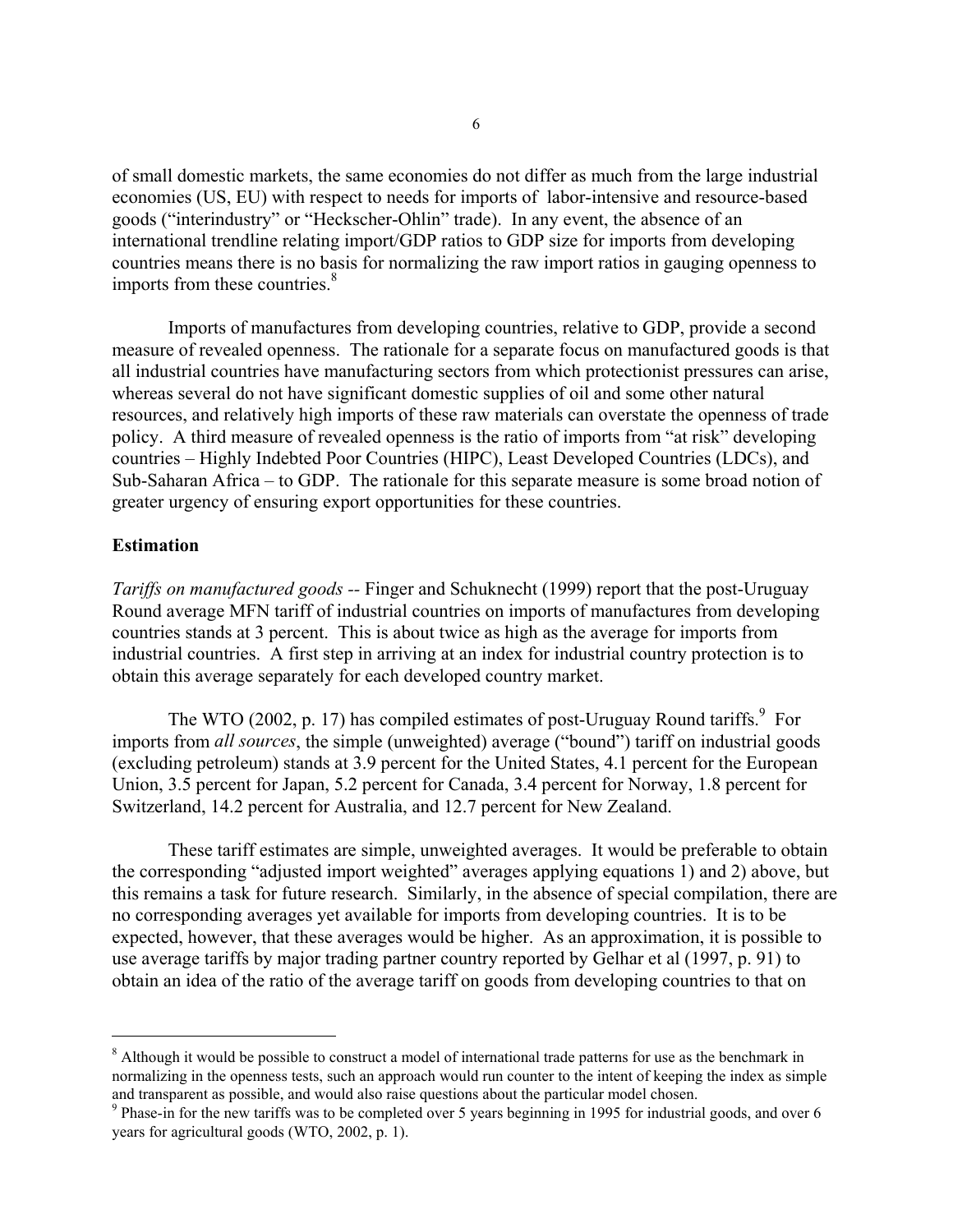of small domestic markets, the same economies do not differ as much from the large industrial economies (US, EU) with respect to needs for imports of labor-intensive and resource-based goods ("interindustry" or "Heckscher-Ohlin" trade). In any event, the absence of an international trendline relating import/GDP ratios to GDP size for imports from developing countries means there is no basis for normalizing the raw import ratios in gauging openness to imports from these countries.[8]

Imports of manufactures from developing countries, relative to GDP, provide a second measure of revealed openness. The rationale for a separate focus on manufactured goods is that all industrial countries have manufacturing sectors from which protectionist pressures can arise, whereas several do not have significant domestic supplies of oil and some other natural resources, and relatively high imports of these raw materials can overstate the openness of trade policy. A third measure of revealed openness is the ratio of imports from "at risk" developing countries – Highly Indebted Poor Countries (HIPC), Least Developed Countries (LDCs), and Sub-Saharan Africa – to GDP. The rationale for this separate measure is some broad notion of greater urgency of ensuring export opportunities for these countries.

**Estimation**

*Tariffs on manufactured goods* -- Finger and Schuknecht (1999) report that the post-Uruguay Round average MFN tariff of industrial countries on imports of manufactures from developing countries stands at 3 percent. This is about twice as high as the average for imports from industrial countries. A first step in arriving at an index for industrial country protection is to obtain this average separately for each developed country market.

The WTO (2002, p. 17) has compiled estimates of post-Uruguay Round tariffs.[9] For imports from *all sources*, the simple (unweighted) average ("bound") tariff on industrial goods (excluding petroleum) stands at 3.9 percent for the United States, 4.1 percent for the European Union, 3.5 percent for Japan, 5.2 percent for Canada, 3.4 percent for Norway, 1.8 percent for Switzerland, 14.2 percent for Australia, and 12.7 percent for New Zealand.

These tariff estimates are simple, unweighted averages. It would be preferable to obtain the corresponding "adjusted import weighted" averages applying equations 1) and 2) above, but this remains a task for future research. Similarly, in the absence of special compilation, there are no corresponding averages yet available for imports from developing countries. It is to be expected, however, that these averages would be higher. As an approximation, it is possible to use average tariffs by major trading partner country reported by Gelhar et al (1997, p. 91) to obtain an idea of the ratio of the average tariff on goods from developing countries to that on

---

[8] Although it would be possible to construct a model of international trade patterns for use as the benchmark in normalizing in the openness tests, such an approach would run counter to the intent of keeping the index as simple and transparent as possible, and would also raise questions about the particular model chosen.

[9] Phase-in for the new tariffs was to be completed over 5 years beginning in 1995 for industrial goods, and over 6 years for agricultural goods (WTO, 2002, p. 1).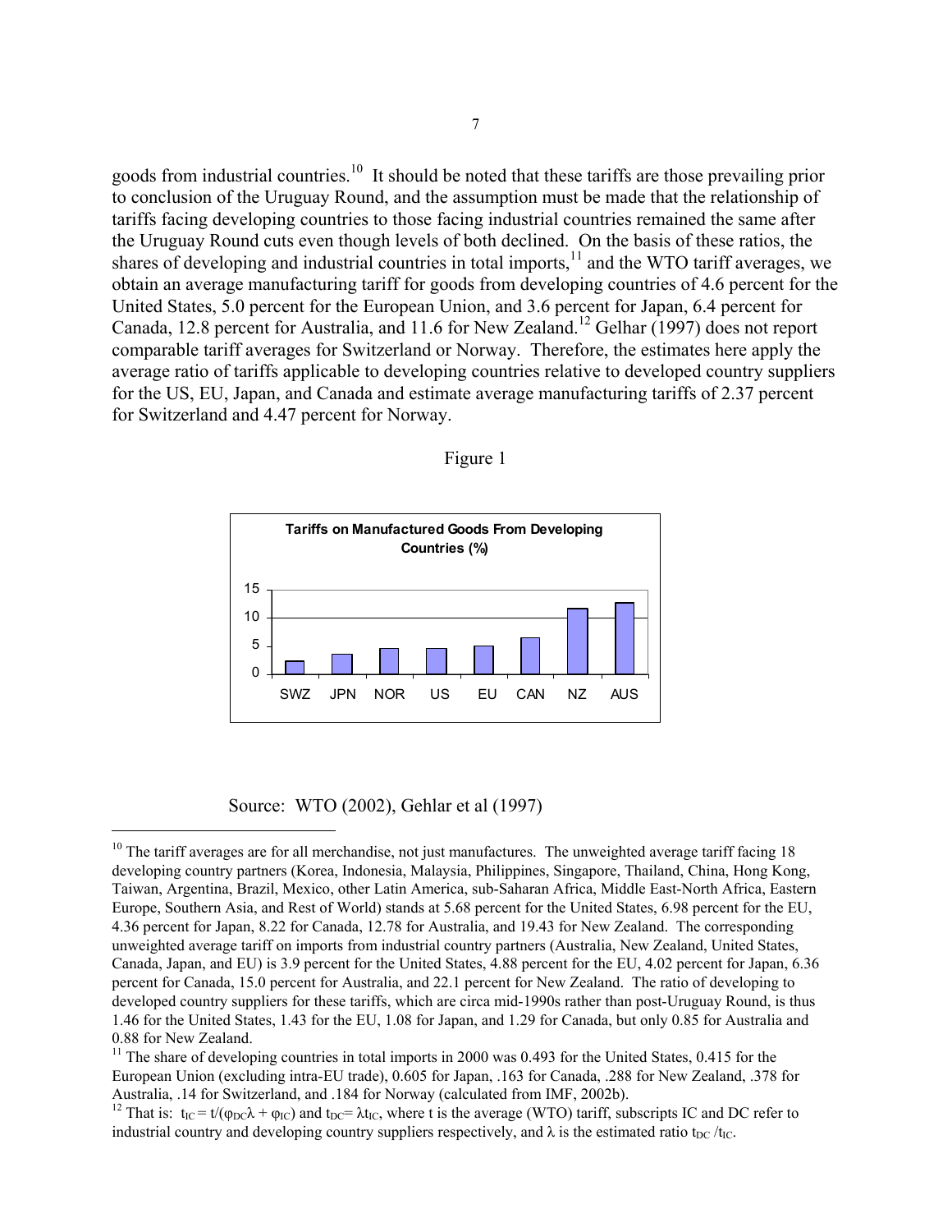goods from industrial countries.[10] It should be noted that these tariffs are those prevailing prior to conclusion of the Uruguay Round, and the assumption must be made that the relationship of tariffs facing developing countries to those facing industrial countries remained the same after the Uruguay Round cuts even though levels of both declined. On the basis of these ratios, the shares of developing and industrial countries in total imports,[11] and the WTO tariff averages, we obtain an average manufacturing tariff for goods from developing countries of 4.6 percent for the United States, 5.0 percent for the European Union, and 3.6 percent for Japan, 6.4 percent for Canada, 12.8 percent for Australia, and 11.6 for New Zealand.[12] Gelhar (1997) does not report comparable tariff averages for Switzerland or Norway. Therefore, the estimates here apply the average ratio of tariffs applicable to developing countries relative to developed country suppliers for the US, EU, Japan, and Canada and estimate average manufacturing tariffs of 2.37 percent for Switzerland and 4.47 percent for Norway.

Figure 1

**Tariffs on Manufactured Goods From Developing Countries (%)**

| Country | Tariff (%) |
|---|---|
| SWZ | 2.37 |
| JPN | 3.6 |
| NOR | 4.47 |
| US | 4.6 |
| EU | 5.0 |
| CAN | 6.4 |
| NZ | 11.6 |
| AUS | 12.8 |

Source: WTO (2002), Gehlar et al (1997)

[10] The tariff averages are for all merchandise, not just manufactures. The unweighted average tariff facing 18 developing country partners (Korea, Indonesia, Malaysia, Philippines, Singapore, Thailand, China, Hong Kong, Taiwan, Argentina, Brazil, Mexico, other Latin America, sub-Saharan Africa, Middle East-North Africa, Eastern Europe, Southern Asia, and Rest of World) stands at 5.68 percent for the United States, 6.98 percent for the EU, 4.36 percent for Japan, 8.22 for Canada, 12.78 for Australia, and 19.43 for New Zealand. The corresponding unweighted average tariff on imports from industrial country partners (Australia, New Zealand, United States, Canada, Japan, and EU) is 3.9 percent for the United States, 4.88 percent for the EU, 4.02 percent for Japan, 6.36 percent for Canada, 15.0 percent for Australia, and 22.1 percent for New Zealand. The ratio of developing to developed country suppliers for these tariffs, which are circa mid-1990s rather than post-Uruguay Round, is thus 1.46 for the United States, 1.43 for the EU, 1.08 for Japan, and 1.29 for Canada, but only 0.85 for Australia and 0.88 for New Zealand.

[11] The share of developing countries in total imports in 2000 was 0.493 for the United States, 0.415 for the European Union (excluding intra-EU trade), 0.605 for Japan, .163 for Canada, .288 for New Zealand, .378 for Australia, .14 for Switzerland, and .184 for Norway (calculated from IMF, 2002b).

[12] That is: $t_{IC} = t/(\varphi_{DC}\lambda + \varphi_{IC})$ and $t_{DC} = \lambda t_{IC}$, where t is the average (WTO) tariff, subscripts IC and DC refer to industrial country and developing country suppliers respectively, and $\lambda$ is the estimated ratio $t_{DC}/t_{IC}$.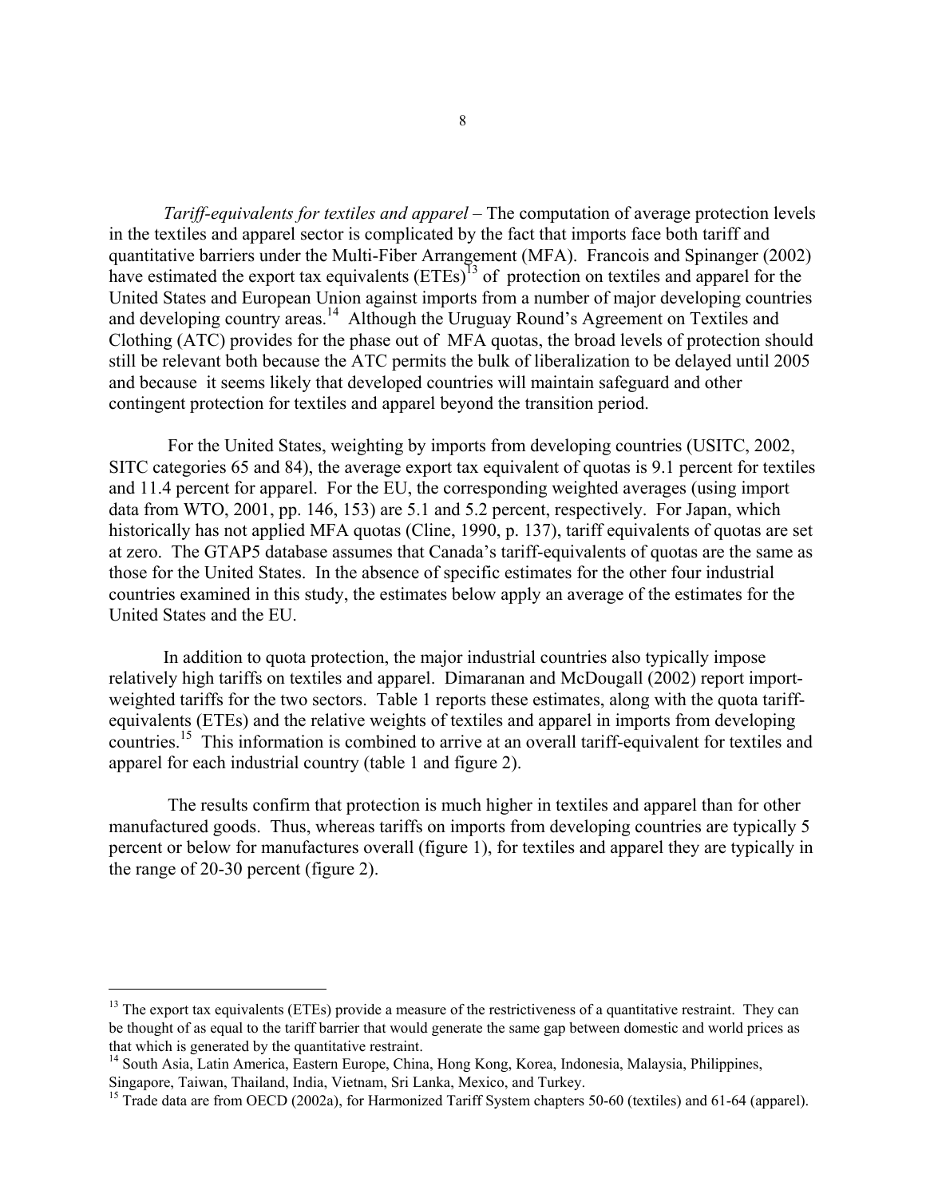*Tariff-equivalents for textiles and apparel* – The computation of average protection levels in the textiles and apparel sector is complicated by the fact that imports face both tariff and quantitative barriers under the Multi-Fiber Arrangement (MFA). Francois and Spinanger (2002) have estimated the export tax equivalents (ETEs)[13] of protection on textiles and apparel for the United States and European Union against imports from a number of major developing countries and developing country areas.[14] Although the Uruguay Round's Agreement on Textiles and Clothing (ATC) provides for the phase out of MFA quotas, the broad levels of protection should still be relevant both because the ATC permits the bulk of liberalization to be delayed until 2005 and because it seems likely that developed countries will maintain safeguard and other contingent protection for textiles and apparel beyond the transition period.

For the United States, weighting by imports from developing countries (USITC, 2002, SITC categories 65 and 84), the average export tax equivalent of quotas is 9.1 percent for textiles and 11.4 percent for apparel. For the EU, the corresponding weighted averages (using import data from WTO, 2001, pp. 146, 153) are 5.1 and 5.2 percent, respectively. For Japan, which historically has not applied MFA quotas (Cline, 1990, p. 137), tariff equivalents of quotas are set at zero. The GTAP5 database assumes that Canada's tariff-equivalents of quotas are the same as those for the United States. In the absence of specific estimates for the other four industrial countries examined in this study, the estimates below apply an average of the estimates for the United States and the EU.

In addition to quota protection, the major industrial countries also typically impose relatively high tariffs on textiles and apparel. Dimaranan and McDougall (2002) report import-weighted tariffs for the two sectors. Table 1 reports these estimates, along with the quota tariff-equivalents (ETEs) and the relative weights of textiles and apparel in imports from developing countries.[15] This information is combined to arrive at an overall tariff-equivalent for textiles and apparel for each industrial country (table 1 and figure 2).

The results confirm that protection is much higher in textiles and apparel than for other manufactured goods. Thus, whereas tariffs on imports from developing countries are typically 5 percent or below for manufactures overall (figure 1), for textiles and apparel they are typically in the range of 20-30 percent (figure 2).

---

[13] The export tax equivalents (ETEs) provide a measure of the restrictiveness of a quantitative restraint. They can be thought of as equal to the tariff barrier that would generate the same gap between domestic and world prices as that which is generated by the quantitative restraint.

[14] South Asia, Latin America, Eastern Europe, China, Hong Kong, Korea, Indonesia, Malaysia, Philippines, Singapore, Taiwan, Thailand, India, Vietnam, Sri Lanka, Mexico, and Turkey.

[15] Trade data are from OECD (2002a), for Harmonized Tariff System chapters 50-60 (textiles) and 61-64 (apparel).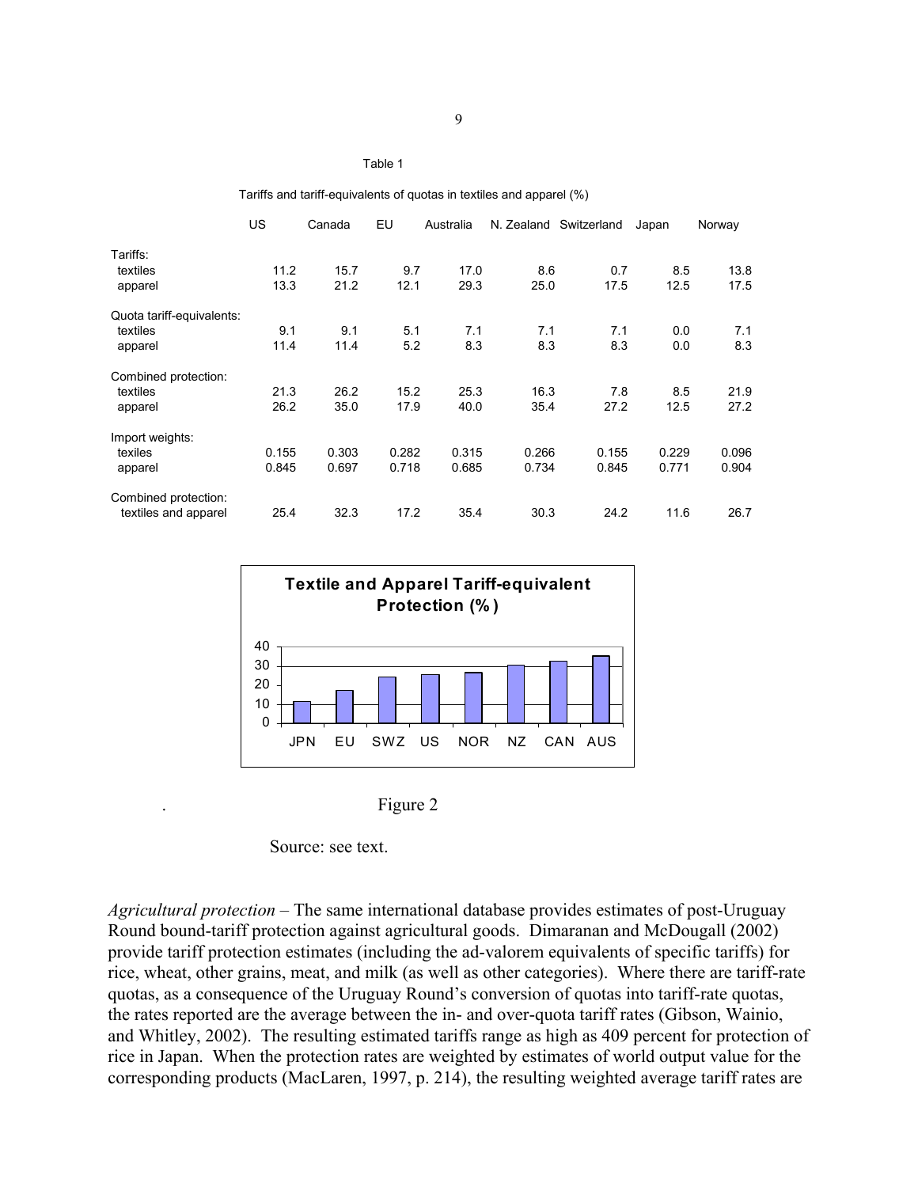Table 1

Tariffs and tariff-equivalents of quotas in textiles and apparel (%)

| | US | Canada | EU | Australia | N. Zealand | Switzerland | Japan | Norway |
|---|---|---|---|---|---|---|---|---|
| Tariffs: | | | | | | | | |
| textiles | 11.2 | 15.7 | 9.7 | 17.0 | 8.6 | 0.7 | 8.5 | 13.8 |
| apparel | 13.3 | 21.2 | 12.1 | 29.3 | 25.0 | 17.5 | 12.5 | 17.5 |
| Quota tariff-equivalents: | | | | | | | | |
| textiles | 9.1 | 9.1 | 5.1 | 7.1 | 7.1 | 7.1 | 0.0 | 7.1 |
| apparel | 11.4 | 11.4 | 5.2 | 8.3 | 8.3 | 8.3 | 0.0 | 8.3 |
| Combined protection: | | | | | | | | |
| textiles | 21.3 | 26.2 | 15.2 | 25.3 | 16.3 | 7.8 | 8.5 | 21.9 |
| apparel | 26.2 | 35.0 | 17.9 | 40.0 | 35.4 | 27.2 | 12.5 | 27.2 |
| Import weights: | | | | | | | | |
| texiles | 0.155 | 0.303 | 0.282 | 0.315 | 0.266 | 0.155 | 0.229 | 0.096 |
| apparel | 0.845 | 0.697 | 0.718 | 0.685 | 0.734 | 0.845 | 0.771 | 0.904 |
| Combined protection: | | | | | | | | |
| textiles and apparel | 25.4 | 32.3 | 17.2 | 35.4 | 30.3 | 24.2 | 11.6 | 26.7 |

**Textile and Apparel Tariff-equivalent Protection (%)**

Figure 2

Source: see text.

*Agricultural protection* – The same international database provides estimates of post-Uruguay Round bound-tariff protection against agricultural goods. Dimaranan and McDougall (2002) provide tariff protection estimates (including the ad-valorem equivalents of specific tariffs) for rice, wheat, other grains, meat, and milk (as well as other categories). Where there are tariff-rate quotas, as a consequence of the Uruguay Round's conversion of quotas into tariff-rate quotas, the rates reported are the average between the in- and over-quota tariff rates (Gibson, Wainio, and Whitley, 2002). The resulting estimated tariffs range as high as 409 percent for protection of rice in Japan. When the protection rates are weighted by estimates of world output value for the corresponding products (MacLaren, 1997, p. 214), the resulting weighted average tariff rates are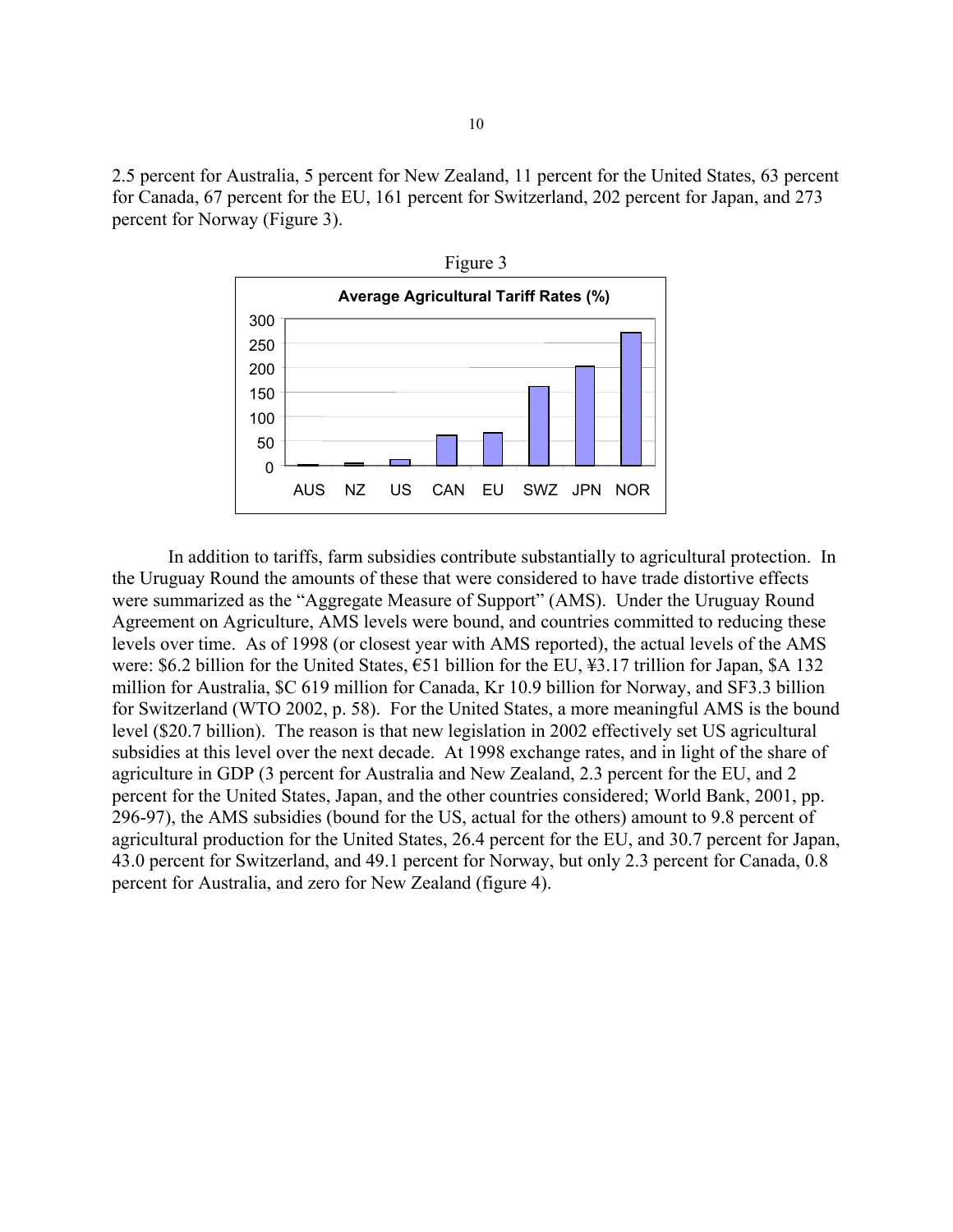2.5 percent for Australia, 5 percent for New Zealand, 11 percent for the United States, 63 percent for Canada, 67 percent for the EU, 161 percent for Switzerland, 202 percent for Japan, and 273 percent for Norway (Figure 3).

Figure 3

**Average Agricultural Tariff Rates (%)**

| Country | Tariff Rate (%) |
|---|---|
| AUS | 2.5 |
| NZ | 5 |
| US | 11 |
| CAN | 63 |
| EU | 67 |
| SWZ | 161 |
| JPN | 202 |
| NOR | 273 |

In addition to tariffs, farm subsidies contribute substantially to agricultural protection. In the Uruguay Round the amounts of these that were considered to have trade distortive effects were summarized as the "Aggregate Measure of Support" (AMS). Under the Uruguay Round Agreement on Agriculture, AMS levels were bound, and countries committed to reducing these levels over time. As of 1998 (or closest year with AMS reported), the actual levels of the AMS were: $6.2 billion for the United States, €51 billion for the EU, ¥3.17 trillion for Japan, $A 132 million for Australia, $C 619 million for Canada, Kr 10.9 billion for Norway, and SF3.3 billion for Switzerland (WTO 2002, p. 58). For the United States, a more meaningful AMS is the bound level ($20.7 billion). The reason is that new legislation in 2002 effectively set US agricultural subsidies at this level over the next decade. At 1998 exchange rates, and in light of the share of agriculture in GDP (3 percent for Australia and New Zealand, 2.3 percent for the EU, and 2 percent for the United States, Japan, and the other countries considered; World Bank, 2001, pp. 296-97), the AMS subsidies (bound for the US, actual for the others) amount to 9.8 percent of agricultural production for the United States, 26.4 percent for the EU, and 30.7 percent for Japan, 43.0 percent for Switzerland, and 49.1 percent for Norway, but only 2.3 percent for Canada, 0.8 percent for Australia, and zero for New Zealand (figure 4).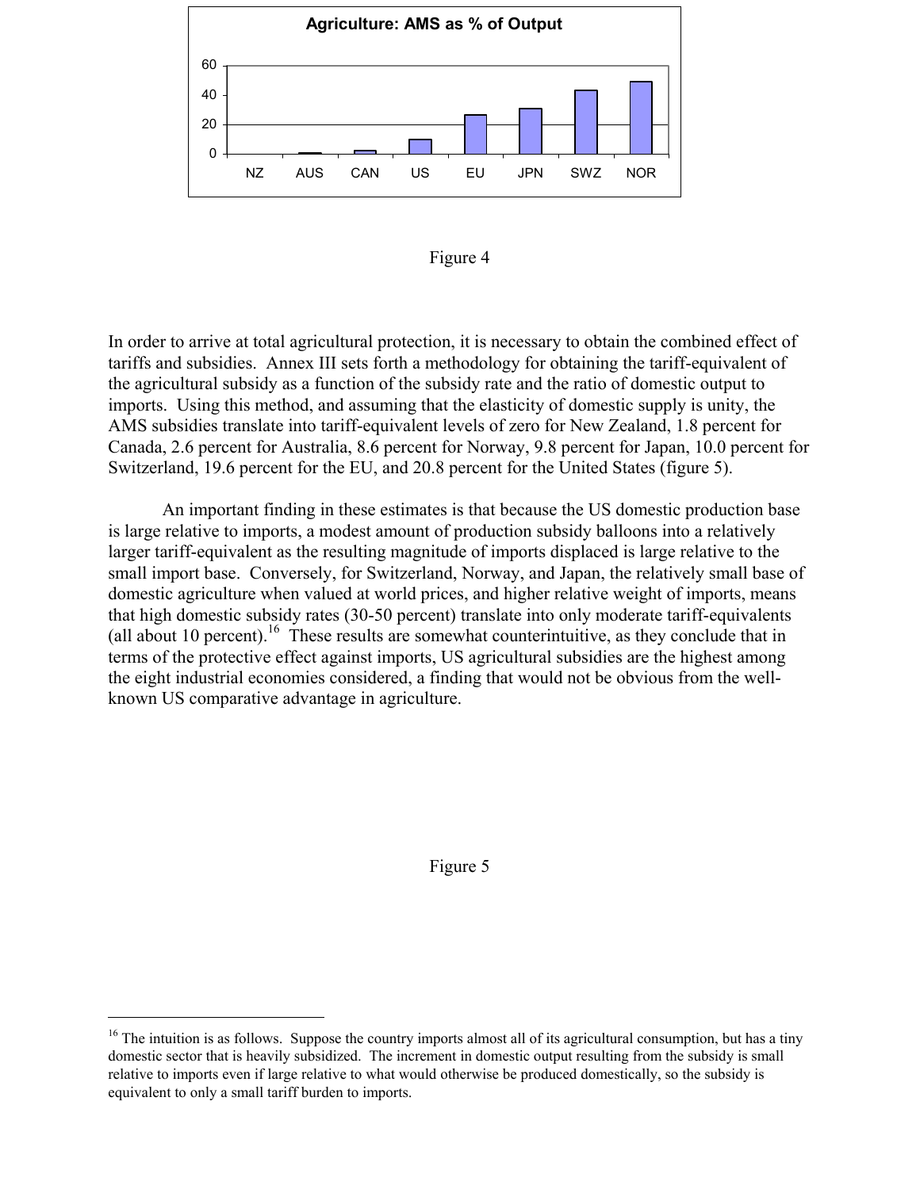Figure 4

In order to arrive at total agricultural protection, it is necessary to obtain the combined effect of tariffs and subsidies. Annex III sets forth a methodology for obtaining the tariff-equivalent of the agricultural subsidy as a function of the subsidy rate and the ratio of domestic output to imports. Using this method, and assuming that the elasticity of domestic supply is unity, the AMS subsidies translate into tariff-equivalent levels of zero for New Zealand, 1.8 percent for Canada, 2.6 percent for Australia, 8.6 percent for Norway, 9.8 percent for Japan, 10.0 percent for Switzerland, 19.6 percent for the EU, and 20.8 percent for the United States (figure 5).

An important finding in these estimates is that because the US domestic production base is large relative to imports, a modest amount of production subsidy balloons into a relatively larger tariff-equivalent as the resulting magnitude of imports displaced is large relative to the small import base. Conversely, for Switzerland, Norway, and Japan, the relatively small base of domestic agriculture when valued at world prices, and higher relative weight of imports, means that high domestic subsidy rates (30-50 percent) translate into only moderate tariff-equivalents (all about 10 percent).[16] These results are somewhat counterintuitive, as they conclude that in terms of the protective effect against imports, US agricultural subsidies are the highest among the eight industrial economies considered, a finding that would not be obvious from the well-known US comparative advantage in agriculture.

Figure 5

[16] The intuition is as follows. Suppose the country imports almost all of its agricultural consumption, but has a tiny domestic sector that is heavily subsidized. The increment in domestic output resulting from the subsidy is small relative to imports even if large relative to what would otherwise be produced domestically, so the subsidy is equivalent to only a small tariff burden to imports.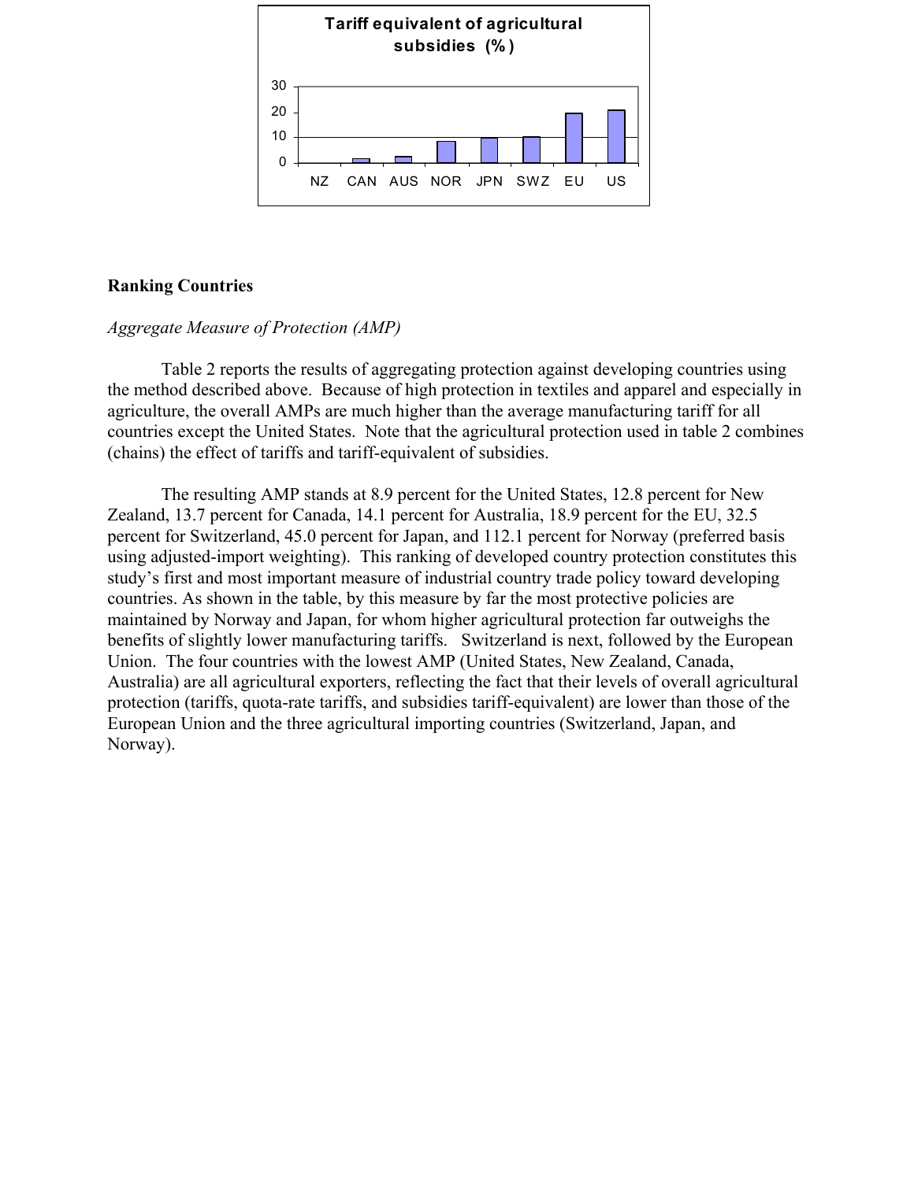**Tariff equivalent of agricultural subsidies (%)**

| NZ | CAN | AUS | NOR | JPN | SWZ | EU | US |
|---|---|---|---|---|---|---|---|

## Ranking Countries

*Aggregate Measure of Protection (AMP)*

Table 2 reports the results of aggregating protection against developing countries using the method described above. Because of high protection in textiles and apparel and especially in agriculture, the overall AMPs are much higher than the average manufacturing tariff for all countries except the United States. Note that the agricultural protection used in table 2 combines (chains) the effect of tariffs and tariff-equivalent of subsidies.

The resulting AMP stands at 8.9 percent for the United States, 12.8 percent for New Zealand, 13.7 percent for Canada, 14.1 percent for Australia, 18.9 percent for the EU, 32.5 percent for Switzerland, 45.0 percent for Japan, and 112.1 percent for Norway (preferred basis using adjusted-import weighting). This ranking of developed country protection constitutes this study's first and most important measure of industrial country trade policy toward developing countries. As shown in the table, by this measure by far the most protective policies are maintained by Norway and Japan, for whom higher agricultural protection far outweighs the benefits of slightly lower manufacturing tariffs. Switzerland is next, followed by the European Union. The four countries with the lowest AMP (United States, New Zealand, Canada, Australia) are all agricultural exporters, reflecting the fact that their levels of overall agricultural protection (tariffs, quota-rate tariffs, and subsidies tariff-equivalent) are lower than those of the European Union and the three agricultural importing countries (Switzerland, Japan, and Norway).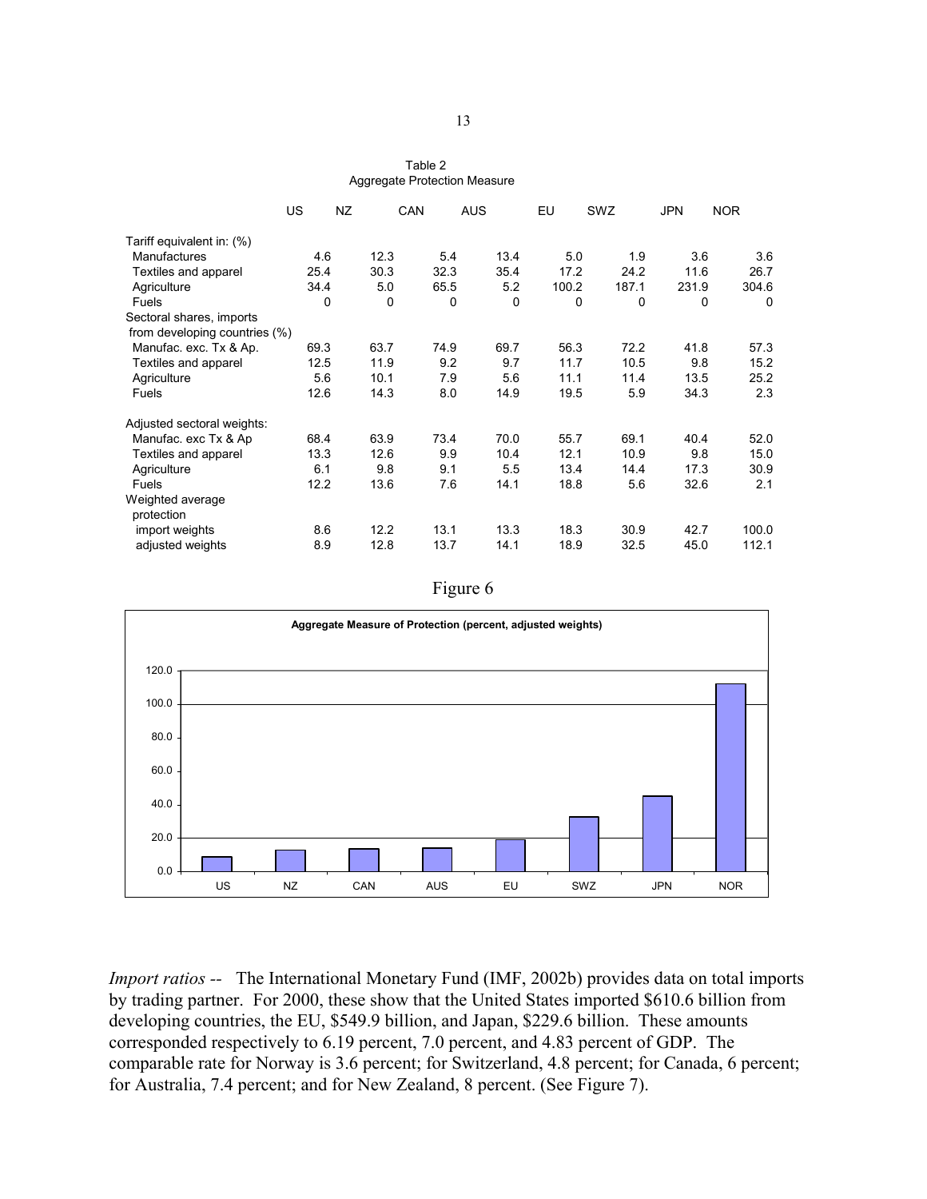Table 2
Aggregate Protection Measure

| | US | NZ | CAN | AUS | EU | SWZ | JPN | NOR |
|---|---|---|---|---|---|---|---|---|
| Tariff equivalent in: (%) | | | | | | | | |
| Manufactures | 4.6 | 12.3 | 5.4 | 13.4 | 5.0 | 1.9 | 3.6 | 3.6 |
| Textiles and apparel | 25.4 | 30.3 | 32.3 | 35.4 | 17.2 | 24.2 | 11.6 | 26.7 |
| Agriculture | 34.4 | 5.0 | 65.5 | 5.2 | 100.2 | 187.1 | 231.9 | 304.6 |
| Fuels | 0 | 0 | 0 | 0 | 0 | 0 | 0 | 0 |
| Sectoral shares, imports from developing countries (%) | | | | | | | | |
| Manufac. exc. Tx & Ap. | 69.3 | 63.7 | 74.9 | 69.7 | 56.3 | 72.2 | 41.8 | 57.3 |
| Textiles and apparel | 12.5 | 11.9 | 9.2 | 9.7 | 11.7 | 10.5 | 9.8 | 15.2 |
| Agriculture | 5.6 | 10.1 | 7.9 | 5.6 | 11.1 | 11.4 | 13.5 | 25.2 |
| Fuels | 12.6 | 14.3 | 8.0 | 14.9 | 19.5 | 5.9 | 34.3 | 2.3 |
| Adjusted sectoral weights: | | | | | | | | |
| Manufac. exc Tx & Ap | 68.4 | 63.9 | 73.4 | 70.0 | 55.7 | 69.1 | 40.4 | 52.0 |
| Textiles and apparel | 13.3 | 12.6 | 9.9 | 10.4 | 12.1 | 10.9 | 9.8 | 15.0 |
| Agriculture | 6.1 | 9.8 | 9.1 | 5.5 | 13.4 | 14.4 | 17.3 | 30.9 |
| Fuels | 12.2 | 13.6 | 7.6 | 14.1 | 18.8 | 5.6 | 32.6 | 2.1 |
| Weighted average protection | | | | | | | | |
| import weights | 8.6 | 12.2 | 13.1 | 13.3 | 18.3 | 30.9 | 42.7 | 100.0 |
| adjusted weights | 8.9 | 12.8 | 13.7 | 14.1 | 18.9 | 32.5 | 45.0 | 112.1 |

Figure 6

**Aggregate Measure of Protection (percent, adjusted weights)**

| US | NZ | CAN | AUS | EU | SWZ | JPN | NOR |
|---|---|---|---|---|---|---|---|
| 8.9 | 12.8 | 13.7 | 14.1 | 18.9 | 32.5 | 45.0 | 112.1 |

*Import ratios --* The International Monetary Fund (IMF, 2002b) provides data on total imports by trading partner. For 2000, these show that the United States imported $610.6 billion from developing countries, the EU, $549.9 billion, and Japan, $229.6 billion. These amounts corresponded respectively to 6.19 percent, 7.0 percent, and 4.83 percent of GDP. The comparable rate for Norway is 3.6 percent; for Switzerland, 4.8 percent; for Canada, 6 percent; for Australia, 7.4 percent; and for New Zealand, 8 percent. (See Figure 7).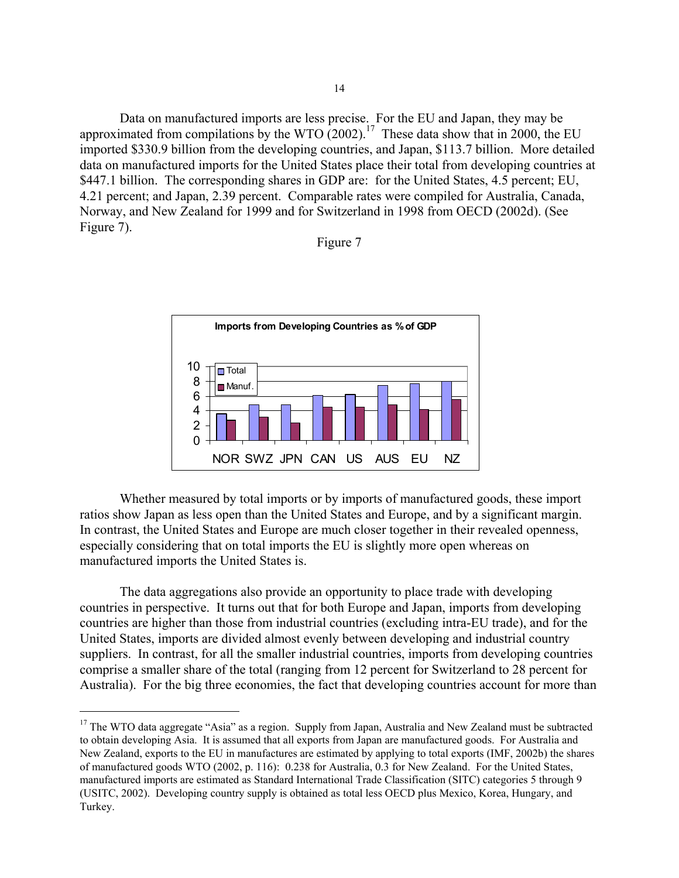Data on manufactured imports are less precise. For the EU and Japan, they may be approximated from compilations by the WTO (2002).[17] These data show that in 2000, the EU imported $330.9 billion from the developing countries, and Japan, $113.7 billion. More detailed data on manufactured imports for the United States place their total from developing countries at $447.1 billion. The corresponding shares in GDP are: for the United States, 4.5 percent; EU, 4.21 percent; and Japan, 2.39 percent. Comparable rates were compiled for Australia, Canada, Norway, and New Zealand for 1999 and for Switzerland in 1998 from OECD (2002d). (See Figure 7).

Figure 7

**Imports from Developing Countries as % of GDP**

Whether measured by total imports or by imports of manufactured goods, these import ratios show Japan as less open than the United States and Europe, and by a significant margin. In contrast, the United States and Europe are much closer together in their revealed openness, especially considering that on total imports the EU is slightly more open whereas on manufactured imports the United States is.

The data aggregations also provide an opportunity to place trade with developing countries in perspective. It turns out that for both Europe and Japan, imports from developing countries are higher than those from industrial countries (excluding intra-EU trade), and for the United States, imports are divided almost evenly between developing and industrial country suppliers. In contrast, for all the smaller industrial countries, imports from developing countries comprise a smaller share of the total (ranging from 12 percent for Switzerland to 28 percent for Australia). For the big three economies, the fact that developing countries account for more than

---

[17] The WTO data aggregate "Asia" as a region. Supply from Japan, Australia and New Zealand must be subtracted to obtain developing Asia. It is assumed that all exports from Japan are manufactured goods. For Australia and New Zealand, exports to the EU in manufactures are estimated by applying to total exports (IMF, 2002b) the shares of manufactured goods WTO (2002, p. 116): 0.238 for Australia, 0.3 for New Zealand. For the United States, manufactured imports are estimated as Standard International Trade Classification (SITC) categories 5 through 9 (USITC, 2002). Developing country supply is obtained as total less OECD plus Mexico, Korea, Hungary, and Turkey.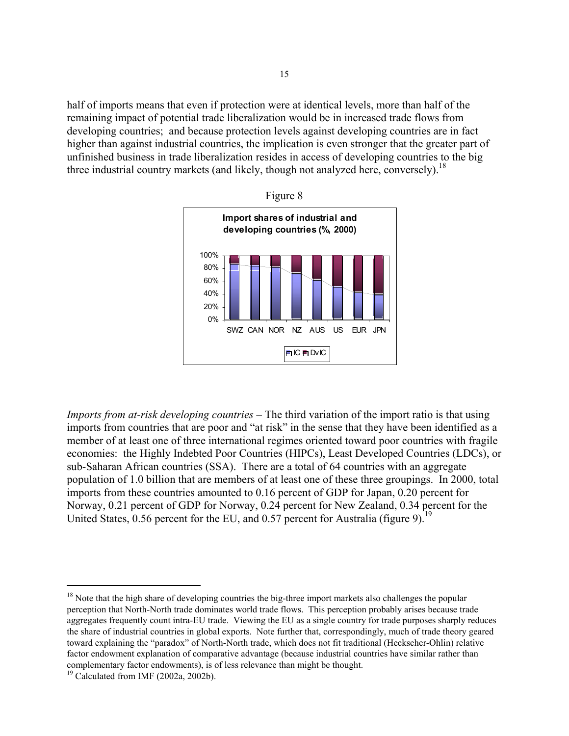half of imports means that even if protection were at identical levels, more than half of the remaining impact of potential trade liberalization would be in increased trade flows from developing countries; and because protection levels against developing countries are in fact higher than against industrial countries, the implication is even stronger that the greater part of unfinished business in trade liberalization resides in access of developing countries to the big three industrial country markets (and likely, though not analyzed here, conversely).[18]

Figure 8

*Imports from at-risk developing countries* – The third variation of the import ratio is that using imports from countries that are poor and "at risk" in the sense that they have been identified as a member of at least one of three international regimes oriented toward poor countries with fragile economies: the Highly Indebted Poor Countries (HIPCs), Least Developed Countries (LDCs), or sub-Saharan African countries (SSA). There are a total of 64 countries with an aggregate population of 1.0 billion that are members of at least one of these three groupings. In 2000, total imports from these countries amounted to 0.16 percent of GDP for Japan, 0.20 percent for Norway, 0.21 percent of GDP for Norway, 0.24 percent for New Zealand, 0.34 percent for the United States, 0.56 percent for the EU, and 0.57 percent for Australia (figure 9).[19]

---

[18] Note that the high share of developing countries the big-three import markets also challenges the popular perception that North-North trade dominates world trade flows. This perception probably arises because trade aggregates frequently count intra-EU trade. Viewing the EU as a single country for trade purposes sharply reduces the share of industrial countries in global exports. Note further that, correspondingly, much of trade theory geared toward explaining the "paradox" of North-North trade, which does not fit traditional (Heckscher-Ohlin) relative factor endowment explanation of comparative advantage (because industrial countries have similar rather than complementary factor endowments), is of less relevance than might be thought.

[19] Calculated from IMF (2002a, 2002b).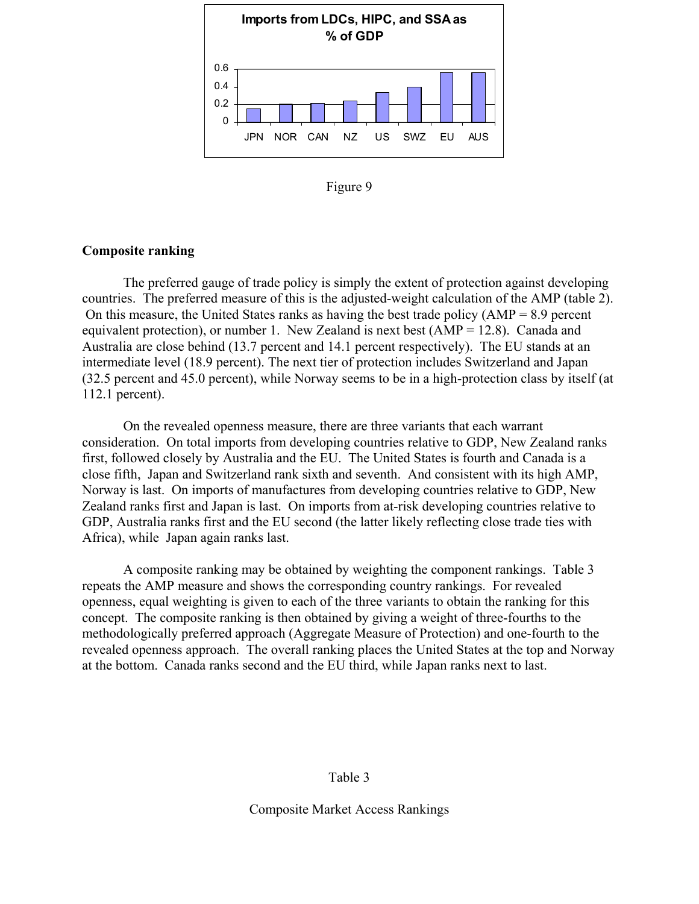Figure 9

**Composite ranking**

The preferred gauge of trade policy is simply the extent of protection against developing countries. The preferred measure of this is the adjusted-weight calculation of the AMP (table 2). On this measure, the United States ranks as having the best trade policy (AMP = 8.9 percent equivalent protection), or number 1. New Zealand is next best (AMP = 12.8). Canada and Australia are close behind (13.7 percent and 14.1 percent respectively). The EU stands at an intermediate level (18.9 percent). The next tier of protection includes Switzerland and Japan (32.5 percent and 45.0 percent), while Norway seems to be in a high-protection class by itself (at 112.1 percent).

On the revealed openness measure, there are three variants that each warrant consideration. On total imports from developing countries relative to GDP, New Zealand ranks first, followed closely by Australia and the EU. The United States is fourth and Canada is a close fifth, Japan and Switzerland rank sixth and seventh. And consistent with its high AMP, Norway is last. On imports of manufactures from developing countries relative to GDP, New Zealand ranks first and Japan is last. On imports from at-risk developing countries relative to GDP, Australia ranks first and the EU second (the latter likely reflecting close trade ties with Africa), while Japan again ranks last.

A composite ranking may be obtained by weighting the component rankings. Table 3 repeats the AMP measure and shows the corresponding country rankings. For revealed openness, equal weighting is given to each of the three variants to obtain the ranking for this concept. The composite ranking is then obtained by giving a weight of three-fourths to the methodologically preferred approach (Aggregate Measure of Protection) and one-fourth to the revealed openness approach. The overall ranking places the United States at the top and Norway at the bottom. Canada ranks second and the EU third, while Japan ranks next to last.

Table 3

Composite Market Access Rankings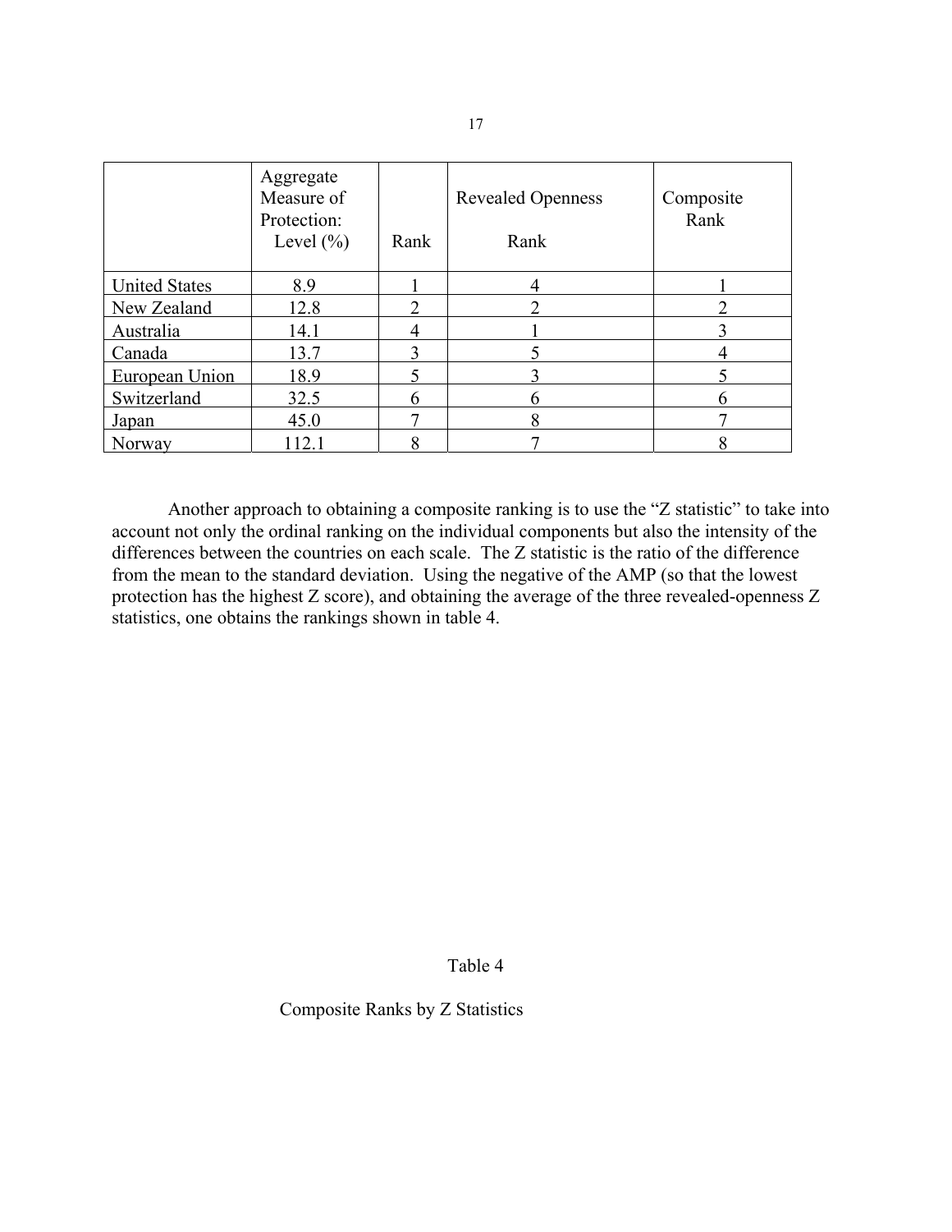| | Aggregate Measure of Protection: Level (%) | Rank | Revealed Openness Rank | Composite Rank |
|---|---|---|---|---|
| United States | 8.9 | 1 | 4 | 1 |
| New Zealand | 12.8 | 2 | 2 | 2 |
| Australia | 14.1 | 4 | 1 | 3 |
| Canada | 13.7 | 3 | 5 | 4 |
| European Union | 18.9 | 5 | 3 | 5 |
| Switzerland | 32.5 | 6 | 6 | 6 |
| Japan | 45.0 | 7 | 8 | 7 |
| Norway | 112.1 | 8 | 7 | 8 |

Another approach to obtaining a composite ranking is to use the "Z statistic" to take into account not only the ordinal ranking on the individual components but also the intensity of the differences between the countries on each scale. The Z statistic is the ratio of the difference from the mean to the standard deviation. Using the negative of the AMP (so that the lowest protection has the highest Z score), and obtaining the average of the three revealed-openness Z statistics, one obtains the rankings shown in table 4.

Table 4

Composite Ranks by Z Statistics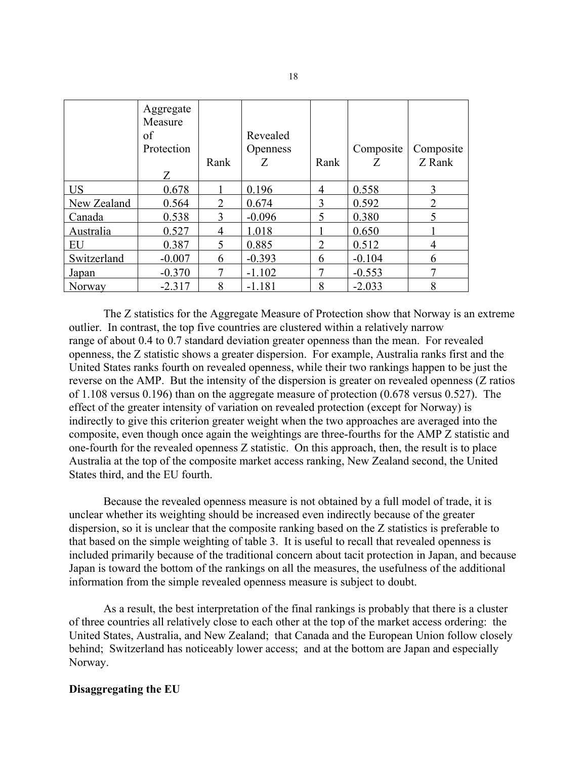| | Aggregate Measure of Protection Z | Rank | Revealed Openness Z | Rank | Composite Z | Composite Z Rank |
|---|---|---|---|---|---|---|
| US | 0.678 | 1 | 0.196 | 4 | 0.558 | 3 |
| New Zealand | 0.564 | 2 | 0.674 | 3 | 0.592 | 2 |
| Canada | 0.538 | 3 | -0.096 | 5 | 0.380 | 5 |
| Australia | 0.527 | 4 | 1.018 | 1 | 0.650 | 1 |
| EU | 0.387 | 5 | 0.885 | 2 | 0.512 | 4 |
| Switzerland | -0.007 | 6 | -0.393 | 6 | -0.104 | 6 |
| Japan | -0.370 | 7 | -1.102 | 7 | -0.553 | 7 |
| Norway | -2.317 | 8 | -1.181 | 8 | -2.033 | 8 |

The Z statistics for the Aggregate Measure of Protection show that Norway is an extreme outlier. In contrast, the top five countries are clustered within a relatively narrow range of about 0.4 to 0.7 standard deviation greater openness than the mean. For revealed openness, the Z statistic shows a greater dispersion. For example, Australia ranks first and the United States ranks fourth on revealed openness, while their two rankings happen to be just the reverse on the AMP. But the intensity of the dispersion is greater on revealed openness (Z ratios of 1.108 versus 0.196) than on the aggregate measure of protection (0.678 versus 0.527). The effect of the greater intensity of variation on revealed protection (except for Norway) is indirectly to give this criterion greater weight when the two approaches are averaged into the composite, even though once again the weightings are three-fourths for the AMP Z statistic and one-fourth for the revealed openness Z statistic. On this approach, then, the result is to place Australia at the top of the composite market access ranking, New Zealand second, the United States third, and the EU fourth.

Because the revealed openness measure is not obtained by a full model of trade, it is unclear whether its weighting should be increased even indirectly because of the greater dispersion, so it is unclear that the composite ranking based on the Z statistics is preferable to that based on the simple weighting of table 3. It is useful to recall that revealed openness is included primarily because of the traditional concern about tacit protection in Japan, and because Japan is toward the bottom of the rankings on all the measures, the usefulness of the additional information from the simple revealed openness measure is subject to doubt.

As a result, the best interpretation of the final rankings is probably that there is a cluster of three countries all relatively close to each other at the top of the market access ordering: the United States, Australia, and New Zealand; that Canada and the European Union follow closely behind; Switzerland has noticeably lower access; and at the bottom are Japan and especially Norway.

**Disaggregating the EU**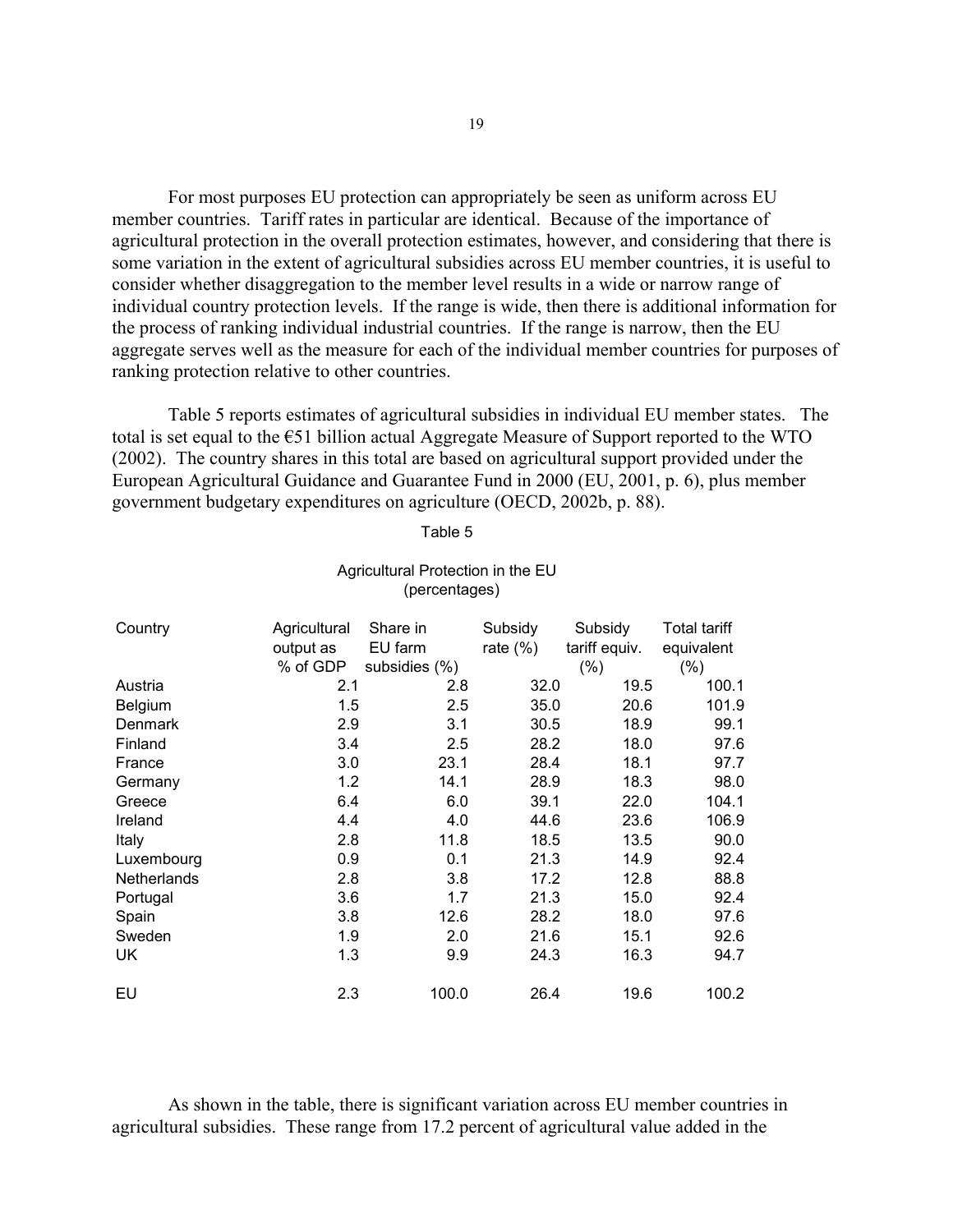For most purposes EU protection can appropriately be seen as uniform across EU member countries. Tariff rates in particular are identical. Because of the importance of agricultural protection in the overall protection estimates, however, and considering that there is some variation in the extent of agricultural subsidies across EU member countries, it is useful to consider whether disaggregation to the member level results in a wide or narrow range of individual country protection levels. If the range is wide, then there is additional information for the process of ranking individual industrial countries. If the range is narrow, then the EU aggregate serves well as the measure for each of the individual member countries for purposes of ranking protection relative to other countries.

Table 5 reports estimates of agricultural subsidies in individual EU member states. The total is set equal to the €51 billion actual Aggregate Measure of Support reported to the WTO (2002). The country shares in this total are based on agricultural support provided under the European Agricultural Guidance and Guarantee Fund in 2000 (EU, 2001, p. 6), plus member government budgetary expenditures on agriculture (OECD, 2002b, p. 88).

Table 5

Agricultural Protection in the EU
(percentages)

| Country | Agricultural output as % of GDP | Share in EU farm subsidies (%) | Subsidy rate (%) | Subsidy tariff equiv. (%) | Total tariff equivalent (%) |
|---|---|---|---|---|---|
| Austria | 2.1 | 2.8 | 32.0 | 19.5 | 100.1 |
| Belgium | 1.5 | 2.5 | 35.0 | 20.6 | 101.9 |
| Denmark | 2.9 | 3.1 | 30.5 | 18.9 | 99.1 |
| Finland | 3.4 | 2.5 | 28.2 | 18.0 | 97.6 |
| France | 3.0 | 23.1 | 28.4 | 18.1 | 97.7 |
| Germany | 1.2 | 14.1 | 28.9 | 18.3 | 98.0 |
| Greece | 6.4 | 6.0 | 39.1 | 22.0 | 104.1 |
| Ireland | 4.4 | 4.0 | 44.6 | 23.6 | 106.9 |
| Italy | 2.8 | 11.8 | 18.5 | 13.5 | 90.0 |
| Luxembourg | 0.9 | 0.1 | 21.3 | 14.9 | 92.4 |
| Netherlands | 2.8 | 3.8 | 17.2 | 12.8 | 88.8 |
| Portugal | 3.6 | 1.7 | 21.3 | 15.0 | 92.4 |
| Spain | 3.8 | 12.6 | 28.2 | 18.0 | 97.6 |
| Sweden | 1.9 | 2.0 | 21.6 | 15.1 | 92.6 |
| UK | 1.3 | 9.9 | 24.3 | 16.3 | 94.7 |
| EU | 2.3 | 100.0 | 26.4 | 19.6 | 100.2 |

As shown in the table, there is significant variation across EU member countries in agricultural subsidies. These range from 17.2 percent of agricultural value added in the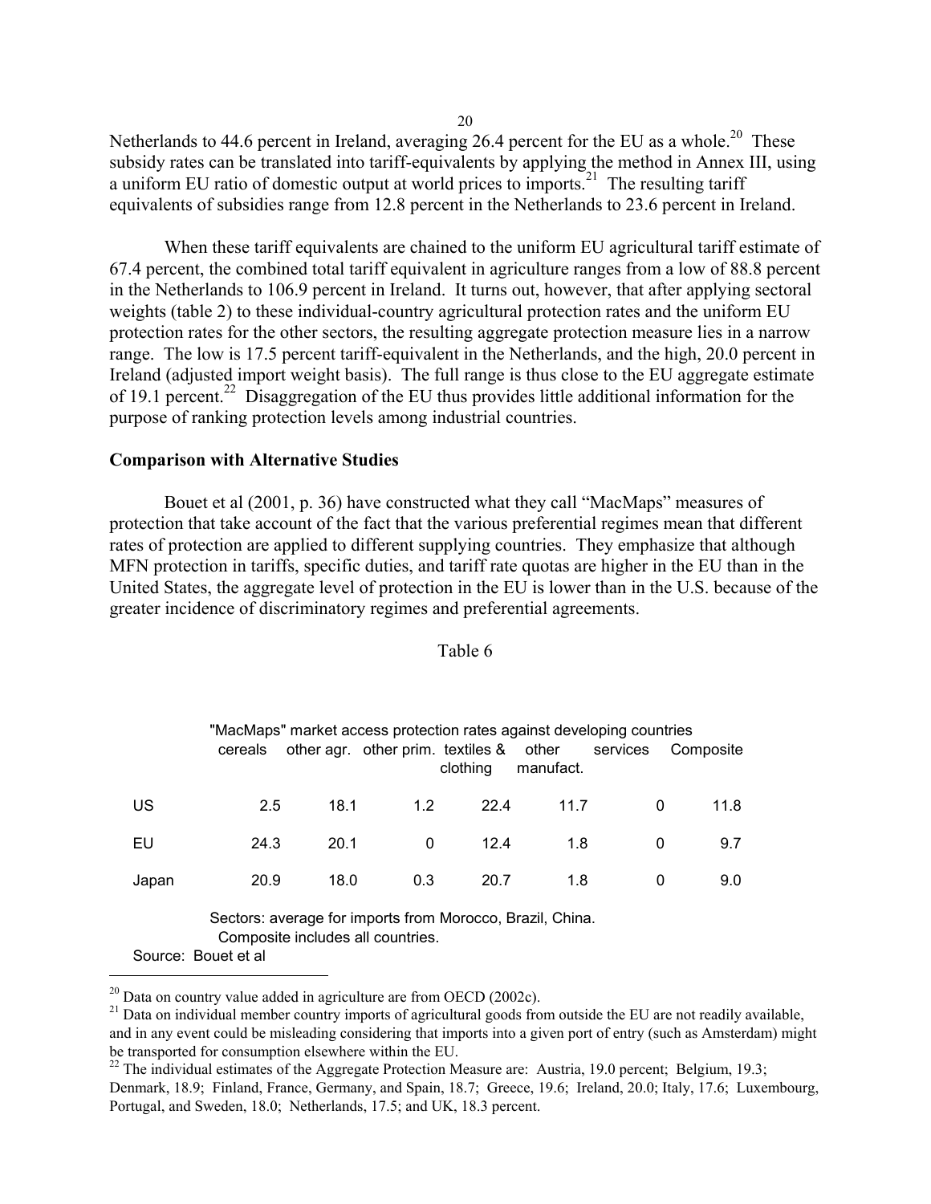Netherlands to 44.6 percent in Ireland, averaging 26.4 percent for the EU as a whole.[20] These subsidy rates can be translated into tariff-equivalents by applying the method in Annex III, using a uniform EU ratio of domestic output at world prices to imports.[21] The resulting tariff equivalents of subsidies range from 12.8 percent in the Netherlands to 23.6 percent in Ireland.

When these tariff equivalents are chained to the uniform EU agricultural tariff estimate of 67.4 percent, the combined total tariff equivalent in agriculture ranges from a low of 88.8 percent in the Netherlands to 106.9 percent in Ireland. It turns out, however, that after applying sectoral weights (table 2) to these individual-country agricultural protection rates and the uniform EU protection rates for the other sectors, the resulting aggregate protection measure lies in a narrow range. The low is 17.5 percent tariff-equivalent in the Netherlands, and the high, 20.0 percent in Ireland (adjusted import weight basis). The full range is thus close to the EU aggregate estimate of 19.1 percent.[22] Disaggregation of the EU thus provides little additional information for the purpose of ranking protection levels among industrial countries.

## Comparison with Alternative Studies

Bouet et al (2001, p. 36) have constructed what they call "MacMaps" measures of protection that take account of the fact that the various preferential regimes mean that different rates of protection are applied to different supplying countries. They emphasize that although MFN protection in tariffs, specific duties, and tariff rate quotas are higher in the EU than in the United States, the aggregate level of protection in the EU is lower than in the U.S. because of the greater incidence of discriminatory regimes and preferential agreements.

Table 6

"MacMaps" market access protection rates against developing countries

| | cereals | other agr. | other prim. | textiles & clothing | other manufact. | services | Composite |
|---|---|---|---|---|---|---|---|
| US | 2.5 | 18.1 | 1.2 | 22.4 | 11.7 | 0 | 11.8 |
| EU | 24.3 | 20.1 | 0 | 12.4 | 1.8 | 0 | 9.7 |
| Japan | 20.9 | 18.0 | 0.3 | 20.7 | 1.8 | 0 | 9.0 |

Sectors: average for imports from Morocco, Brazil, China.
Composite includes all countries.

Source: Bouet et al

---

[20] Data on country value added in agriculture are from OECD (2002c).

[21] Data on individual member country imports of agricultural goods from outside the EU are not readily available, and in any event could be misleading considering that imports into a given port of entry (such as Amsterdam) might be transported for consumption elsewhere within the EU.

[22] The individual estimates of the Aggregate Protection Measure are: Austria, 19.0 percent; Belgium, 19.3; Denmark, 18.9; Finland, France, Germany, and Spain, 18.7; Greece, 19.6; Ireland, 20.0; Italy, 17.6; Luxembourg, Portugal, and Sweden, 18.0; Netherlands, 17.5; and UK, 18.3 percent.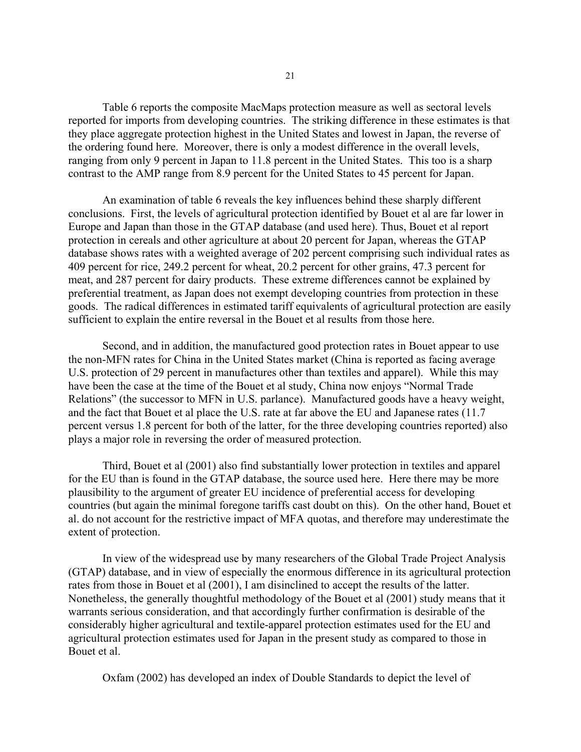Table 6 reports the composite MacMaps protection measure as well as sectoral levels reported for imports from developing countries. The striking difference in these estimates is that they place aggregate protection highest in the United States and lowest in Japan, the reverse of the ordering found here. Moreover, there is only a modest difference in the overall levels, ranging from only 9 percent in Japan to 11.8 percent in the United States. This too is a sharp contrast to the AMP range from 8.9 percent for the United States to 45 percent for Japan.

An examination of table 6 reveals the key influences behind these sharply different conclusions. First, the levels of agricultural protection identified by Bouet et al are far lower in Europe and Japan than those in the GTAP database (and used here). Thus, Bouet et al report protection in cereals and other agriculture at about 20 percent for Japan, whereas the GTAP database shows rates with a weighted average of 202 percent comprising such individual rates as 409 percent for rice, 249.2 percent for wheat, 20.2 percent for other grains, 47.3 percent for meat, and 287 percent for dairy products. These extreme differences cannot be explained by preferential treatment, as Japan does not exempt developing countries from protection in these goods. The radical differences in estimated tariff equivalents of agricultural protection are easily sufficient to explain the entire reversal in the Bouet et al results from those here.

Second, and in addition, the manufactured good protection rates in Bouet appear to use the non-MFN rates for China in the United States market (China is reported as facing average U.S. protection of 29 percent in manufactures other than textiles and apparel). While this may have been the case at the time of the Bouet et al study, China now enjoys "Normal Trade Relations" (the successor to MFN in U.S. parlance). Manufactured goods have a heavy weight, and the fact that Bouet et al place the U.S. rate at far above the EU and Japanese rates (11.7 percent versus 1.8 percent for both of the latter, for the three developing countries reported) also plays a major role in reversing the order of measured protection.

Third, Bouet et al (2001) also find substantially lower protection in textiles and apparel for the EU than is found in the GTAP database, the source used here. Here there may be more plausibility to the argument of greater EU incidence of preferential access for developing countries (but again the minimal foregone tariffs cast doubt on this). On the other hand, Bouet et al. do not account for the restrictive impact of MFA quotas, and therefore may underestimate the extent of protection.

In view of the widespread use by many researchers of the Global Trade Project Analysis (GTAP) database, and in view of especially the enormous difference in its agricultural protection rates from those in Bouet et al (2001), I am disinclined to accept the results of the latter. Nonetheless, the generally thoughtful methodology of the Bouet et al (2001) study means that it warrants serious consideration, and that accordingly further confirmation is desirable of the considerably higher agricultural and textile-apparel protection estimates used for the EU and agricultural protection estimates used for Japan in the present study as compared to those in Bouet et al.

Oxfam (2002) has developed an index of Double Standards to depict the level of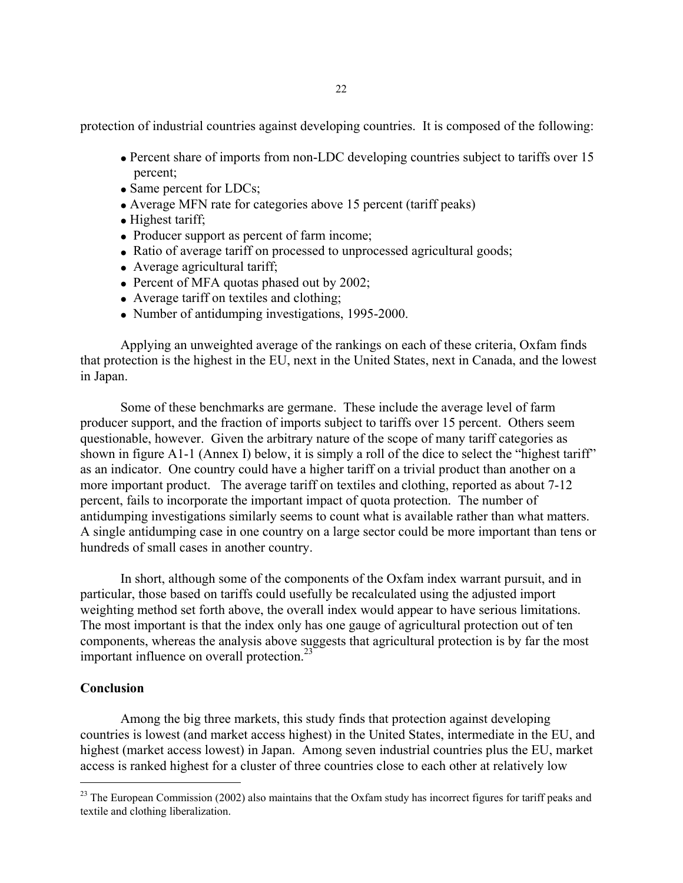protection of industrial countries against developing countries. It is composed of the following:

- Percent share of imports from non-LDC developing countries subject to tariffs over 15 percent;
- Same percent for LDCs;
- Average MFN rate for categories above 15 percent (tariff peaks)
- Highest tariff;
- Producer support as percent of farm income;
- Ratio of average tariff on processed to unprocessed agricultural goods;
- Average agricultural tariff;
- Percent of MFA quotas phased out by 2002;
- Average tariff on textiles and clothing;
- Number of antidumping investigations, 1995-2000.

Applying an unweighted average of the rankings on each of these criteria, Oxfam finds that protection is the highest in the EU, next in the United States, next in Canada, and the lowest in Japan.

Some of these benchmarks are germane. These include the average level of farm producer support, and the fraction of imports subject to tariffs over 15 percent. Others seem questionable, however. Given the arbitrary nature of the scope of many tariff categories as shown in figure A1-1 (Annex I) below, it is simply a roll of the dice to select the "highest tariff" as an indicator. One country could have a higher tariff on a trivial product than another on a more important product. The average tariff on textiles and clothing, reported as about 7-12 percent, fails to incorporate the important impact of quota protection. The number of antidumping investigations similarly seems to count what is available rather than what matters. A single antidumping case in one country on a large sector could be more important than tens or hundreds of small cases in another country.

In short, although some of the components of the Oxfam index warrant pursuit, and in particular, those based on tariffs could usefully be recalculated using the adjusted import weighting method set forth above, the overall index would appear to have serious limitations. The most important is that the index only has one gauge of agricultural protection out of ten components, whereas the analysis above suggests that agricultural protection is by far the most important influence on overall protection.[23]

**Conclusion**

Among the big three markets, this study finds that protection against developing countries is lowest (and market access highest) in the United States, intermediate in the EU, and highest (market access lowest) in Japan. Among seven industrial countries plus the EU, market access is ranked highest for a cluster of three countries close to each other at relatively low

[23] The European Commission (2002) also maintains that the Oxfam study has incorrect figures for tariff peaks and textile and clothing liberalization.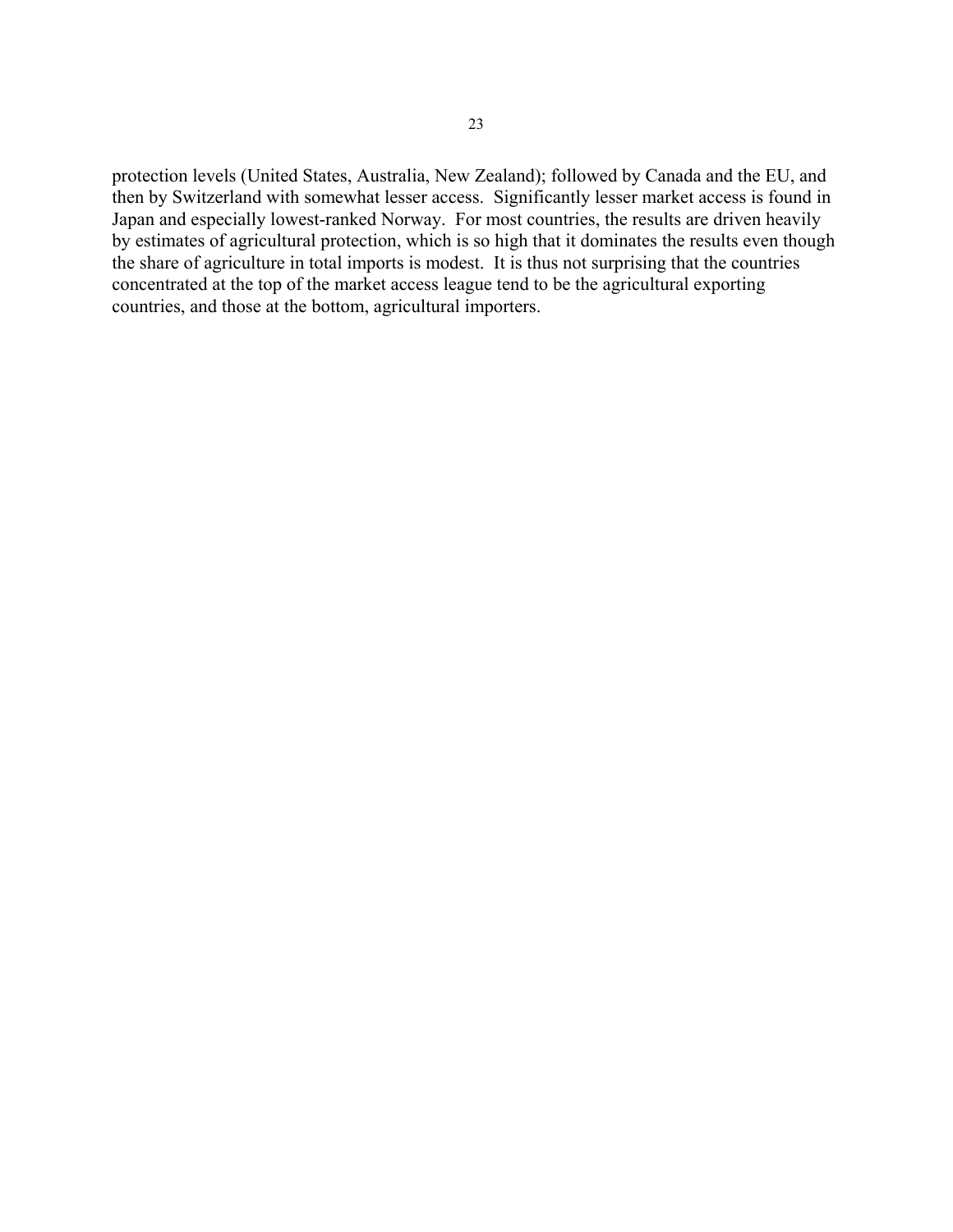protection levels (United States, Australia, New Zealand); followed by Canada and the EU, and then by Switzerland with somewhat lesser access. Significantly lesser market access is found in Japan and especially lowest-ranked Norway. For most countries, the results are driven heavily by estimates of agricultural protection, which is so high that it dominates the results even though the share of agriculture in total imports is modest. It is thus not surprising that the countries concentrated at the top of the market access league tend to be the agricultural exporting countries, and those at the bottom, agricultural importers.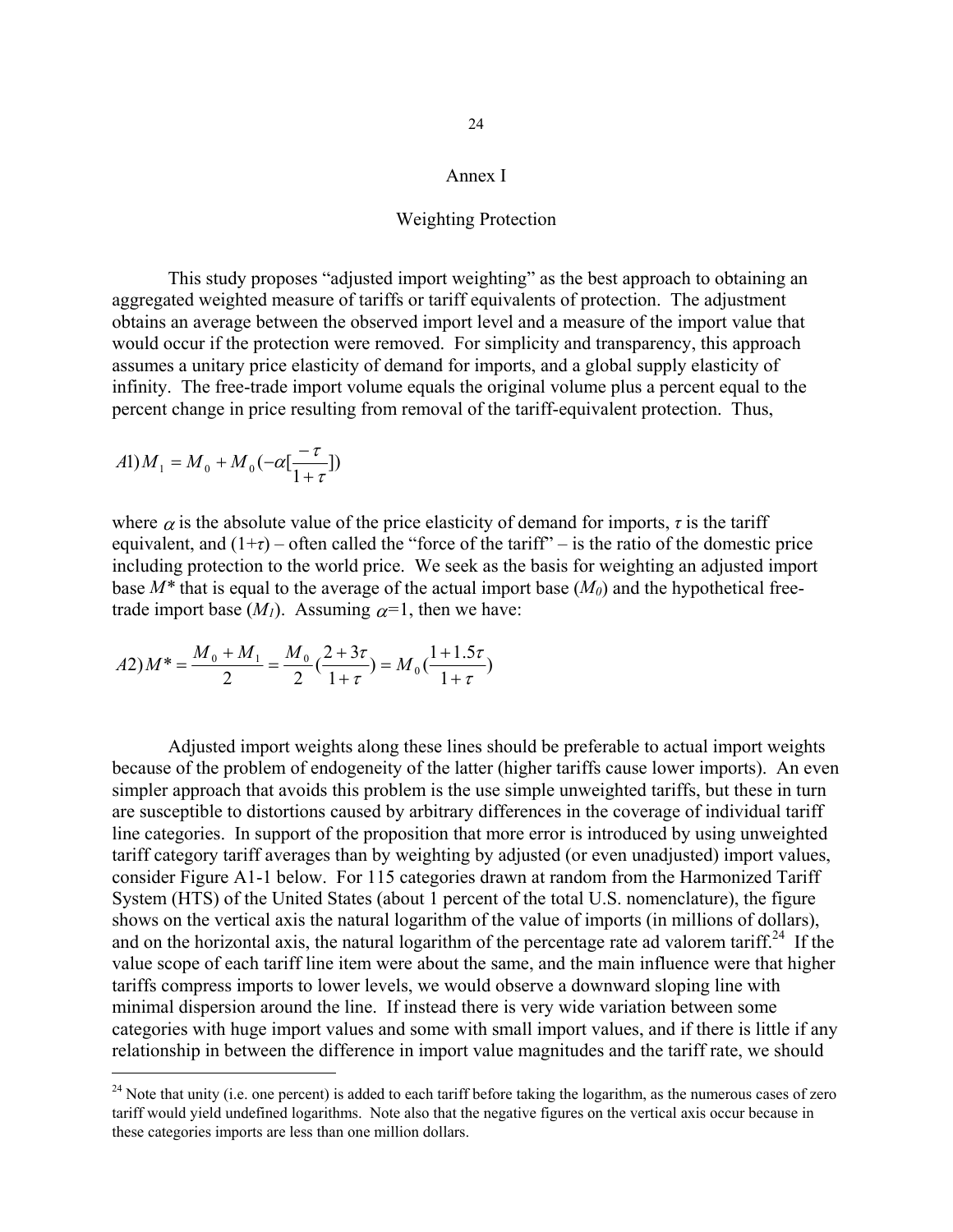# Annex I

## Weighting Protection

This study proposes "adjusted import weighting" as the best approach to obtaining an aggregated weighted measure of tariffs or tariff equivalents of protection. The adjustment obtains an average between the observed import level and a measure of the import value that would occur if the protection were removed. For simplicity and transparency, this approach assumes a unitary price elasticity of demand for imports, and a global supply elasticity of infinity. The free-trade import volume equals the original volume plus a percent equal to the percent change in price resulting from removal of the tariff-equivalent protection. Thus,

$$A1) \, M_1 = M_0 + M_0(-\alpha[\frac{-\tau}{1+\tau}])$$

where $\alpha$ is the absolute value of the price elasticity of demand for imports, $\tau$ is the tariff equivalent, and $(1+\tau)$ – often called the "force of the tariff" – is the ratio of the domestic price including protection to the world price. We seek as the basis for weighting an adjusted import base $M^*$ that is equal to the average of the actual import base ($M_0$) and the hypothetical free-trade import base ($M_1$). Assuming $\alpha$=1, then we have:

$$A2) \, M^* = \frac{M_0 + M_1}{2} = \frac{M_0}{2}(\frac{2+3\tau}{1+\tau}) = M_0(\frac{1+1.5\tau}{1+\tau})$$

Adjusted import weights along these lines should be preferable to actual import weights because of the problem of endogeneity of the latter (higher tariffs cause lower imports). An even simpler approach that avoids this problem is the use simple unweighted tariffs, but these in turn are susceptible to distortions caused by arbitrary differences in the coverage of individual tariff line categories. In support of the proposition that more error is introduced by using unweighted tariff category tariff averages than by weighting by adjusted (or even unadjusted) import values, consider Figure A1-1 below. For 115 categories drawn at random from the Harmonized Tariff System (HTS) of the United States (about 1 percent of the total U.S. nomenclature), the figure shows on the vertical axis the natural logarithm of the value of imports (in millions of dollars), and on the horizontal axis, the natural logarithm of the percentage rate ad valorem tariff.[24] If the value scope of each tariff line item were about the same, and the main influence were that higher tariffs compress imports to lower levels, we would observe a downward sloping line with minimal dispersion around the line. If instead there is very wide variation between some categories with huge import values and some with small import values, and if there is little if any relationship in between the difference in import value magnitudes and the tariff rate, we should

[24] Note that unity (i.e. one percent) is added to each tariff before taking the logarithm, as the numerous cases of zero tariff would yield undefined logarithms. Note also that the negative figures on the vertical axis occur because in these categories imports are less than one million dollars.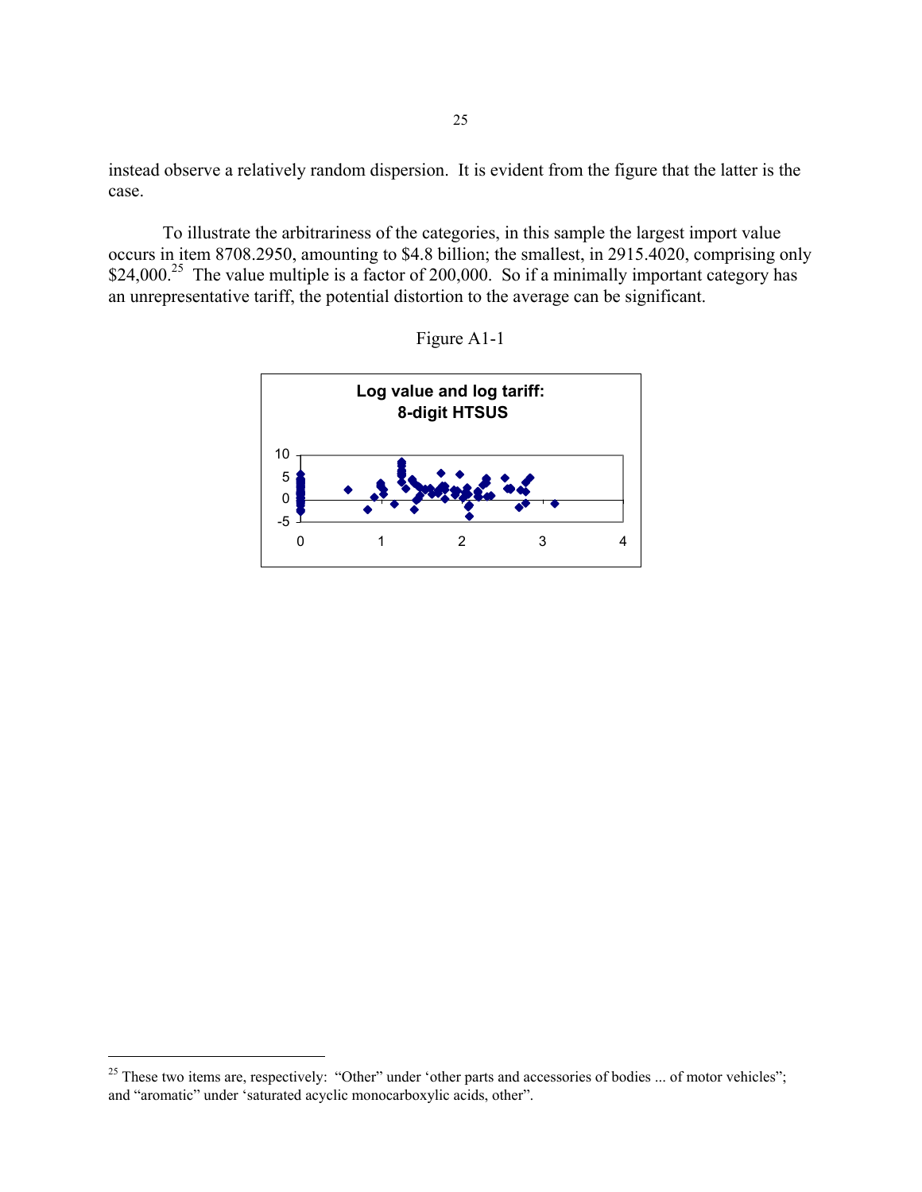instead observe a relatively random dispersion. It is evident from the figure that the latter is the case.

To illustrate the arbitrariness of the categories, in this sample the largest import value occurs in item 8708.2950, amounting to $4.8 billion; the smallest, in 2915.4020, comprising only $24,000.[25] The value multiple is a factor of 200,000. So if a minimally important category has an unrepresentative tariff, the potential distortion to the average can be significant.

Figure A1-1

**Log value and log tariff: 8-digit HTSUS**

[25] These two items are, respectively: "Other" under 'other parts and accessories of bodies ... of motor vehicles"; and "aromatic" under 'saturated acyclic monocarboxylic acids, other".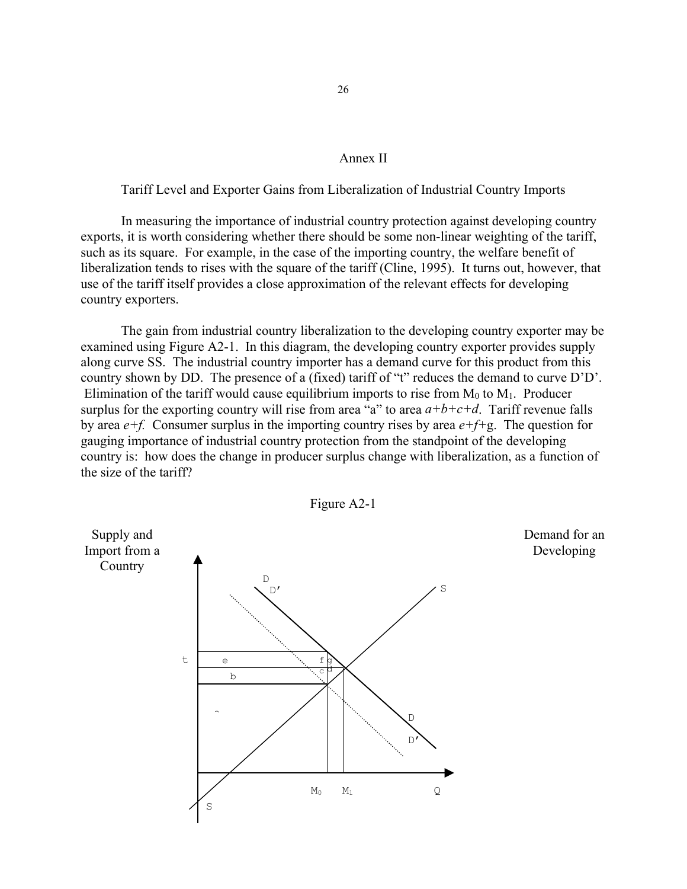## Annex II

### Tariff Level and Exporter Gains from Liberalization of Industrial Country Imports

In measuring the importance of industrial country protection against developing country exports, it is worth considering whether there should be some non-linear weighting of the tariff, such as its square. For example, in the case of the importing country, the welfare benefit of liberalization tends to rises with the square of the tariff (Cline, 1995). It turns out, however, that use of the tariff itself provides a close approximation of the relevant effects for developing country exporters.

The gain from industrial country liberalization to the developing country exporter may be examined using Figure A2-1. In this diagram, the developing country exporter provides supply along curve SS. The industrial country importer has a demand curve for this product from this country shown by DD. The presence of a (fixed) tariff of "t" reduces the demand to curve D'D'. Elimination of the tariff would cause equilibrium imports to rise from $M_0$ to $M_1$. Producer surplus for the exporting country will rise from area "a" to area *a+b+c+d*. Tariff revenue falls by area *e+f.* Consumer surplus in the importing country rises by area *e+f*+g. The question for gauging importance of industrial country protection from the standpoint of the developing country is: how does the change in producer surplus change with liberalization, as a function of the size of the tariff?

Figure A2-1

Supply and Import from a Country

Demand for an Developing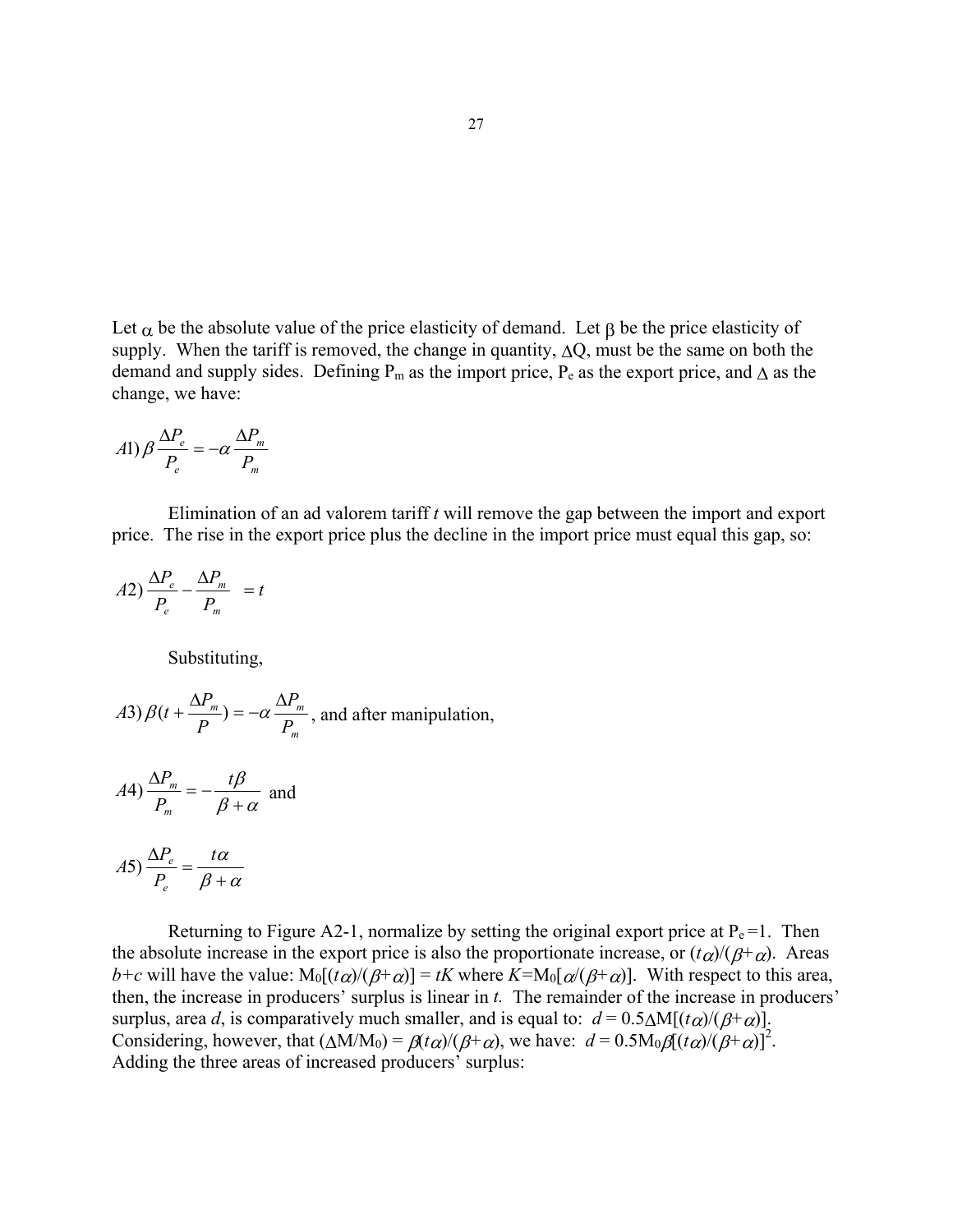Let $\alpha$ be the absolute value of the price elasticity of demand. Let $\beta$ be the price elasticity of supply. When the tariff is removed, the change in quantity, $\Delta Q$, must be the same on both the demand and supply sides. Defining $P_m$ as the import price, $P_e$ as the export price, and $\Delta$ as the change, we have:

$$A1)\ \beta \frac{\Delta P_e}{P_e} = -\alpha \frac{\Delta P_m}{P_m}$$

Elimination of an ad valorem tariff *t* will remove the gap between the import and export price. The rise in the export price plus the decline in the import price must equal this gap, so:

$$A2)\ \frac{\Delta P_e}{P_e} - \frac{\Delta P_m}{P_m} = t$$

Substituting,

$$A3)\ \beta\left(t + \frac{\Delta P_m}{P}\right) = -\alpha \frac{\Delta P_m}{P_m}$$, and after manipulation,

$$A4)\ \frac{\Delta P_m}{P_m} = -\frac{t\beta}{\beta + \alpha}$$ and

$$A5)\ \frac{\Delta P_e}{P_e} = \frac{t\alpha}{\beta + \alpha}$$

Returning to Figure A2-1, normalize by setting the original export price at $P_e = 1$. Then the absolute increase in the export price is also the proportionate increase, or $(t\alpha)/(\beta+\alpha)$. Areas $b+c$ will have the value: $M_0[(t\alpha)/(\beta+\alpha)] = tK$ where $K = M_0[\alpha/(\beta+\alpha)]$. With respect to this area, then, the increase in producers' surplus is linear in *t*. The remainder of the increase in producers' surplus, area *d*, is comparatively much smaller, and is equal to: $d = 0.5\Delta M[(t\alpha)/(\beta+\alpha)]$. Considering, however, that $(\Delta M/M_0) = \beta(t\alpha)/(\beta+\alpha)$, we have: $d = 0.5M_0\beta[(t\alpha)/(\beta+\alpha)]^2$. Adding the three areas of increased producers' surplus: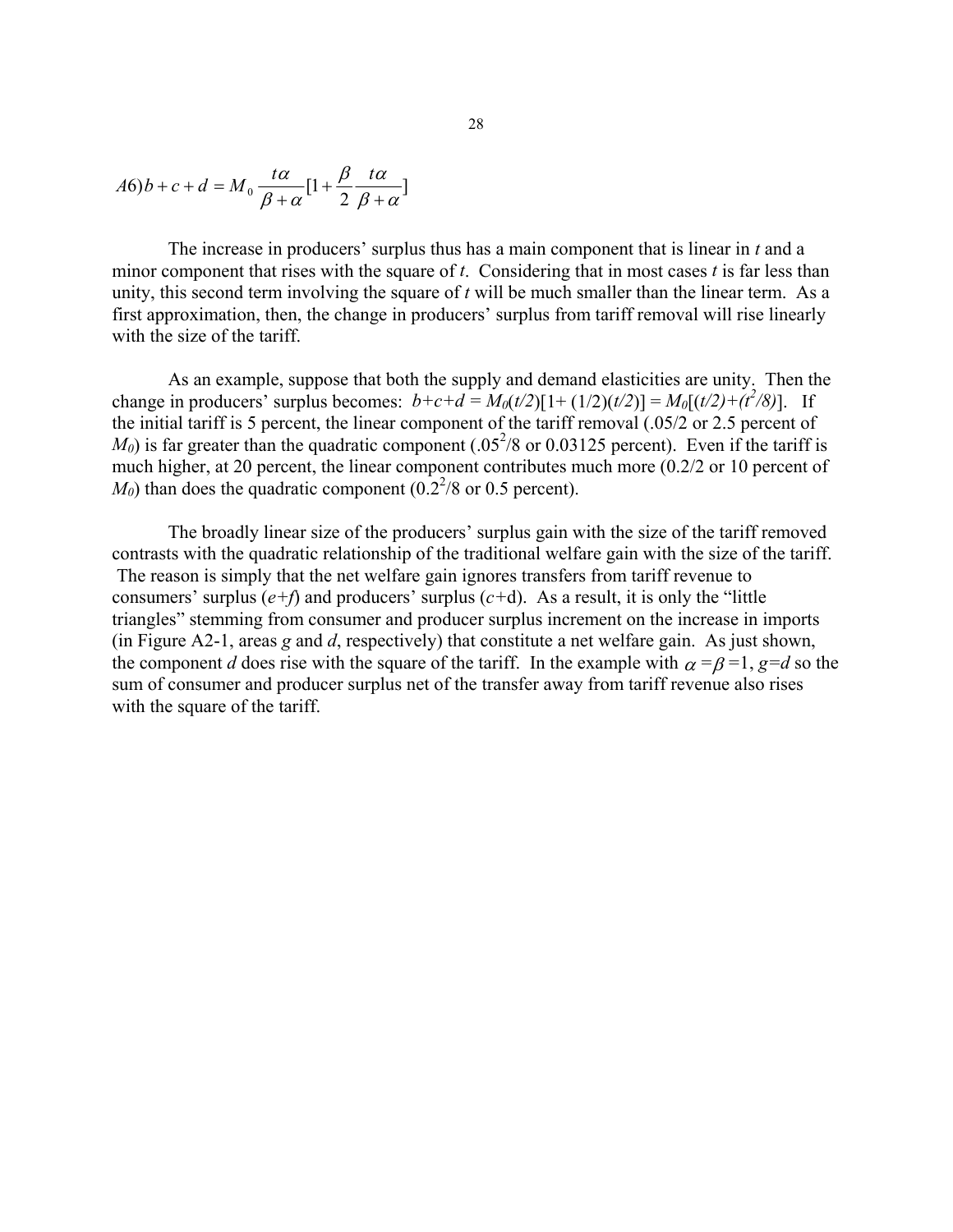$$A6)\, b + c + d = M_0 \frac{t\alpha}{\beta + \alpha}[1 + \frac{\beta}{2}\frac{t\alpha}{\beta + \alpha}]$$

The increase in producers' surplus thus has a main component that is linear in $t$ and a minor component that rises with the square of $t$. Considering that in most cases $t$ is far less than unity, this second term involving the square of $t$ will be much smaller than the linear term. As a first approximation, then, the change in producers' surplus from tariff removal will rise linearly with the size of the tariff.

As an example, suppose that both the supply and demand elasticities are unity. Then the change in producers' surplus becomes: $b+c+d = M_0(t/2)[1+ (1/2)(t/2)] = M_0[(t/2)+(t^2/8)]$. If the initial tariff is 5 percent, the linear component of the tariff removal (.05/2 or 2.5 percent of $M_0$) is far greater than the quadratic component ($.05^2/8$ or 0.03125 percent). Even if the tariff is much higher, at 20 percent, the linear component contributes much more (0.2/2 or 10 percent of $M_0$) than does the quadratic component ($0.2^2/8$ or 0.5 percent).

The broadly linear size of the producers' surplus gain with the size of the tariff removed contrasts with the quadratic relationship of the traditional welfare gain with the size of the tariff. The reason is simply that the net welfare gain ignores transfers from tariff revenue to consumers' surplus ($e+f$) and producers' surplus ($c$+d). As a result, it is only the "little triangles" stemming from consumer and producer surplus increment on the increase in imports (in Figure A2-1, areas $g$ and $d$, respectively) that constitute a net welfare gain. As just shown, the component $d$ does rise with the square of the tariff. In the example with $\alpha = \beta = 1$, $g=d$ so the sum of consumer and producer surplus net of the transfer away from tariff revenue also rises with the square of the tariff.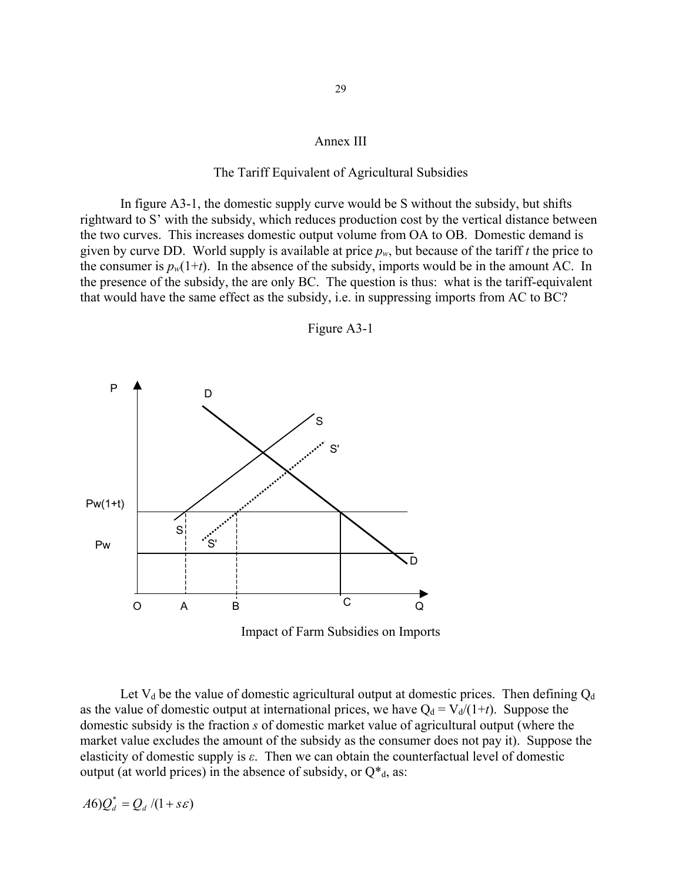## Annex III

### The Tariff Equivalent of Agricultural Subsidies

In figure A3-1, the domestic supply curve would be S without the subsidy, but shifts rightward to S' with the subsidy, which reduces production cost by the vertical distance between the two curves. This increases domestic output volume from OA to OB. Domestic demand is given by curve DD. World supply is available at price $p_w$, but because of the tariff $t$ the price to the consumer is $p_w(1+t)$. In the absence of the subsidy, imports would be in the amount AC. In the presence of the subsidy, the are only BC. The question is thus: what is the tariff-equivalent that would have the same effect as the subsidy, i.e. in suppressing imports from AC to BC?

Figure A3-1

Impact of Farm Subsidies on Imports

Let $V_d$ be the value of domestic agricultural output at domestic prices. Then defining $Q_d$ as the value of domestic output at international prices, we have $Q_d = V_d/(1+t)$. Suppose the domestic subsidy is the fraction $s$ of domestic market value of agricultural output (where the market value excludes the amount of the subsidy as the consumer does not pay it). Suppose the elasticity of domestic supply is $\varepsilon$. Then we can obtain the counterfactual level of domestic output (at world prices) in the absence of subsidy, or $Q^*_d$, as:

$$A6) Q_d^* = Q_d / (1 + s\varepsilon)$$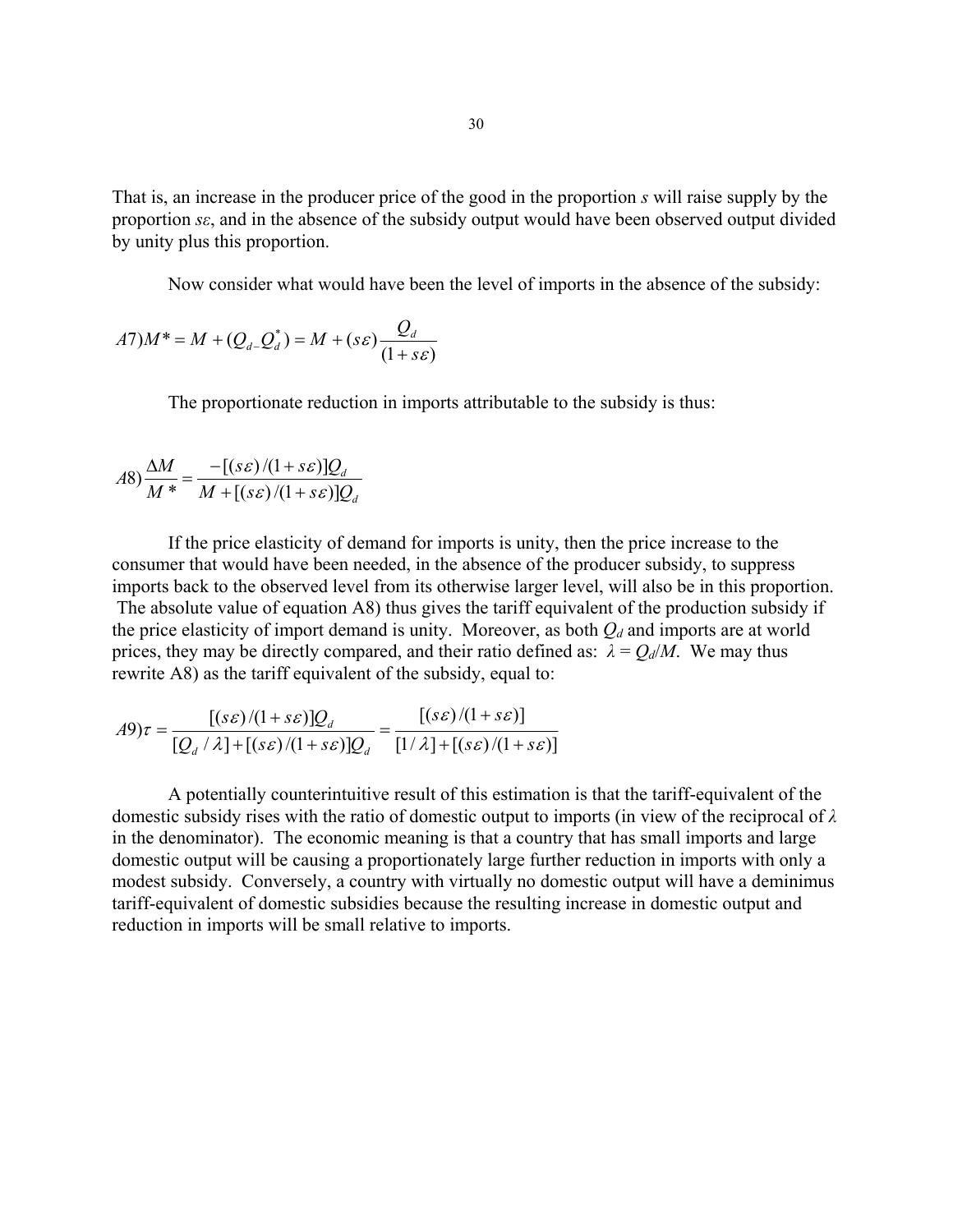That is, an increase in the producer price of the good in the proportion $s$ will raise supply by the proportion $s\varepsilon$, and in the absence of the subsidy output would have been observed output divided by unity plus this proportion.

Now consider what would have been the level of imports in the absence of the subsidy:

$$A7) M^* = M + (Q_d - Q_d^*) = M + (s\varepsilon)\frac{Q_d}{(1+s\varepsilon)}$$

The proportionate reduction in imports attributable to the subsidy is thus:

$$A8) \frac{\Delta M}{M^*} = \frac{-[(s\varepsilon)/(1+s\varepsilon)]Q_d}{M + [(s\varepsilon)/(1+s\varepsilon)]Q_d}$$

If the price elasticity of demand for imports is unity, then the price increase to the consumer that would have been needed, in the absence of the producer subsidy, to suppress imports back to the observed level from its otherwise larger level, will also be in this proportion. The absolute value of equation A8) thus gives the tariff equivalent of the production subsidy if the price elasticity of import demand is unity. Moreover, as both $Q_d$ and imports are at world prices, they may be directly compared, and their ratio defined as: $\lambda = Q_d/M$. We may thus rewrite A8) as the tariff equivalent of the subsidy, equal to:

$$A9) \tau = \frac{[(s\varepsilon)/(1+s\varepsilon)]Q_d}{[Q_d/\lambda] + [(s\varepsilon)/(1+s\varepsilon)]Q_d} = \frac{[(s\varepsilon)/(1+s\varepsilon)]}{[1/\lambda] + [(s\varepsilon)/(1+s\varepsilon)]}$$

A potentially counterintuitive result of this estimation is that the tariff-equivalent of the domestic subsidy rises with the ratio of domestic output to imports (in view of the reciprocal of $\lambda$ in the denominator). The economic meaning is that a country that has small imports and large domestic output will be causing a proportionately large further reduction in imports with only a modest subsidy. Conversely, a country with virtually no domestic output will have a deminimus tariff-equivalent of domestic subsidies because the resulting increase in domestic output and reduction in imports will be small relative to imports.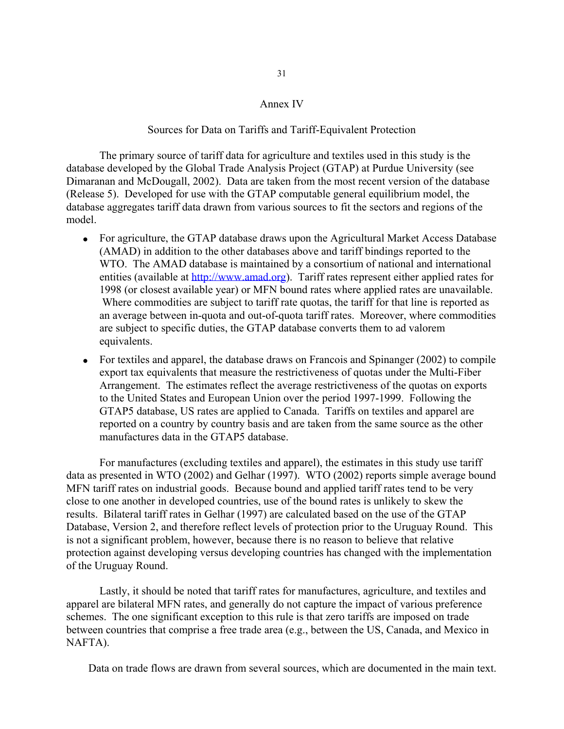# Annex IV

## Sources for Data on Tariffs and Tariff-Equivalent Protection

The primary source of tariff data for agriculture and textiles used in this study is the database developed by the Global Trade Analysis Project (GTAP) at Purdue University (see Dimaranan and McDougall, 2002). Data are taken from the most recent version of the database (Release 5). Developed for use with the GTAP computable general equilibrium model, the database aggregates tariff data drawn from various sources to fit the sectors and regions of the model.

- For agriculture, the GTAP database draws upon the Agricultural Market Access Database (AMAD) in addition to the other databases above and tariff bindings reported to the WTO. The AMAD database is maintained by a consortium of national and international entities (available at http://www.amad.org). Tariff rates represent either applied rates for 1998 (or closest available year) or MFN bound rates where applied rates are unavailable. Where commodities are subject to tariff rate quotas, the tariff for that line is reported as an average between in-quota and out-of-quota tariff rates. Moreover, where commodities are subject to specific duties, the GTAP database converts them to ad valorem equivalents.
- For textiles and apparel, the database draws on Francois and Spinanger (2002) to compile export tax equivalents that measure the restrictiveness of quotas under the Multi-Fiber Arrangement. The estimates reflect the average restrictiveness of the quotas on exports to the United States and European Union over the period 1997-1999. Following the GTAP5 database, US rates are applied to Canada. Tariffs on textiles and apparel are reported on a country by country basis and are taken from the same source as the other manufactures data in the GTAP5 database.

For manufactures (excluding textiles and apparel), the estimates in this study use tariff data as presented in WTO (2002) and Gelhar (1997). WTO (2002) reports simple average bound MFN tariff rates on industrial goods. Because bound and applied tariff rates tend to be very close to one another in developed countries, use of the bound rates is unlikely to skew the results. Bilateral tariff rates in Gelhar (1997) are calculated based on the use of the GTAP Database, Version 2, and therefore reflect levels of protection prior to the Uruguay Round. This is not a significant problem, however, because there is no reason to believe that relative protection against developing versus developing countries has changed with the implementation of the Uruguay Round.

Lastly, it should be noted that tariff rates for manufactures, agriculture, and textiles and apparel are bilateral MFN rates, and generally do not capture the impact of various preference schemes. The one significant exception to this rule is that zero tariffs are imposed on trade between countries that comprise a free trade area (e.g., between the US, Canada, and Mexico in NAFTA).

Data on trade flows are drawn from several sources, which are documented in the main text.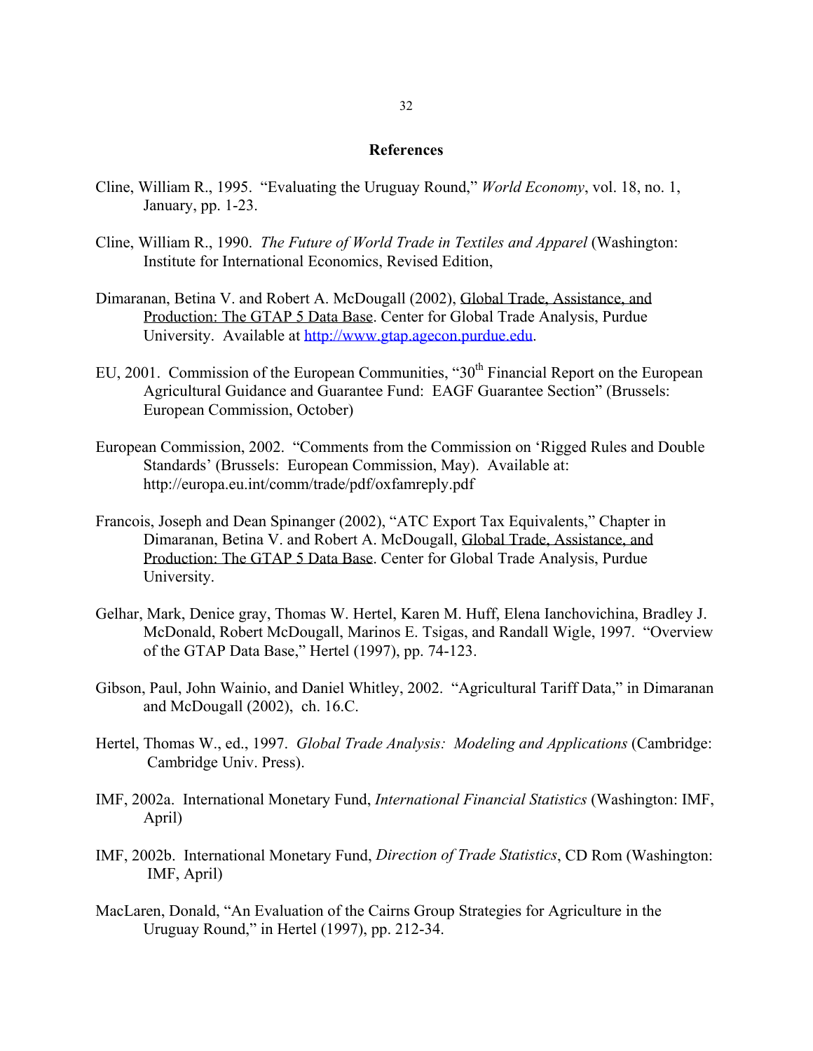## References

Cline, William R., 1995. "Evaluating the Uruguay Round," *World Economy*, vol. 18, no. 1, January, pp. 1-23.

Cline, William R., 1990. *The Future of World Trade in Textiles and Apparel* (Washington: Institute for International Economics, Revised Edition,

Dimaranan, Betina V. and Robert A. McDougall (2002), Global Trade, Assistance, and Production: The GTAP 5 Data Base. Center for Global Trade Analysis, Purdue University. Available at http://www.gtap.agecon.purdue.edu.

EU, 2001. Commission of the European Communities, "30th Financial Report on the European Agricultural Guidance and Guarantee Fund: EAGF Guarantee Section" (Brussels: European Commission, October)

European Commission, 2002. "Comments from the Commission on 'Rigged Rules and Double Standards' (Brussels: European Commission, May). Available at: http://europa.eu.int/comm/trade/pdf/oxfamreply.pdf

Francois, Joseph and Dean Spinanger (2002), "ATC Export Tax Equivalents," Chapter in Dimaranan, Betina V. and Robert A. McDougall, Global Trade, Assistance, and Production: The GTAP 5 Data Base. Center for Global Trade Analysis, Purdue University.

Gelhar, Mark, Denice gray, Thomas W. Hertel, Karen M. Huff, Elena Ianchovichina, Bradley J. McDonald, Robert McDougall, Marinos E. Tsigas, and Randall Wigle, 1997. "Overview of the GTAP Data Base," Hertel (1997), pp. 74-123.

Gibson, Paul, John Wainio, and Daniel Whitley, 2002. "Agricultural Tariff Data," in Dimaranan and McDougall (2002), ch. 16.C.

Hertel, Thomas W., ed., 1997. *Global Trade Analysis: Modeling and Applications* (Cambridge: Cambridge Univ. Press).

IMF, 2002a. International Monetary Fund, *International Financial Statistics* (Washington: IMF, April)

IMF, 2002b. International Monetary Fund, *Direction of Trade Statistics*, CD Rom (Washington: IMF, April)

MacLaren, Donald, "An Evaluation of the Cairns Group Strategies for Agriculture in the Uruguay Round," in Hertel (1997), pp. 212-34.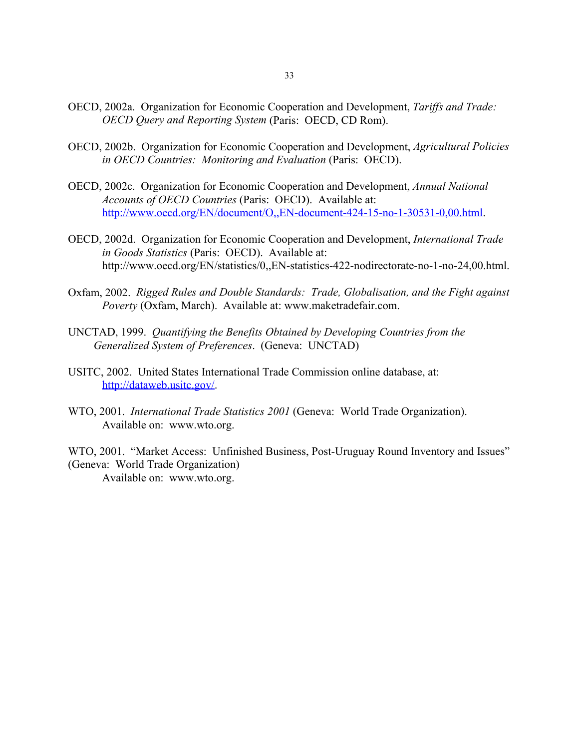OECD, 2002a. Organization for Economic Cooperation and Development, *Tariffs and Trade: OECD Query and Reporting System* (Paris: OECD, CD Rom).

OECD, 2002b. Organization for Economic Cooperation and Development, *Agricultural Policies in OECD Countries: Monitoring and Evaluation* (Paris: OECD).

OECD, 2002c. Organization for Economic Cooperation and Development, *Annual National Accounts of OECD Countries* (Paris: OECD). Available at: http://www.oecd.org/EN/document/O,,EN-document-424-15-no-1-30531-0,00.html.

OECD, 2002d. Organization for Economic Cooperation and Development, *International Trade in Goods Statistics* (Paris: OECD). Available at: http://www.oecd.org/EN/statistics/0,,EN-statistics-422-nodirectorate-no-1-no-24,00.html.

Oxfam, 2002. *Rigged Rules and Double Standards: Trade, Globalisation, and the Fight against Poverty* (Oxfam, March). Available at: www.maketradefair.com.

UNCTAD, 1999. *Quantifying the Benefits Obtained by Developing Countries from the Generalized System of Preferences*. (Geneva: UNCTAD)

USITC, 2002. United States International Trade Commission online database, at: http://dataweb.usitc.gov/.

WTO, 2001. *International Trade Statistics 2001* (Geneva: World Trade Organization). Available on: www.wto.org.

WTO, 2001. "Market Access: Unfinished Business, Post-Uruguay Round Inventory and Issues" (Geneva: World Trade Organization) Available on: www.wto.org.